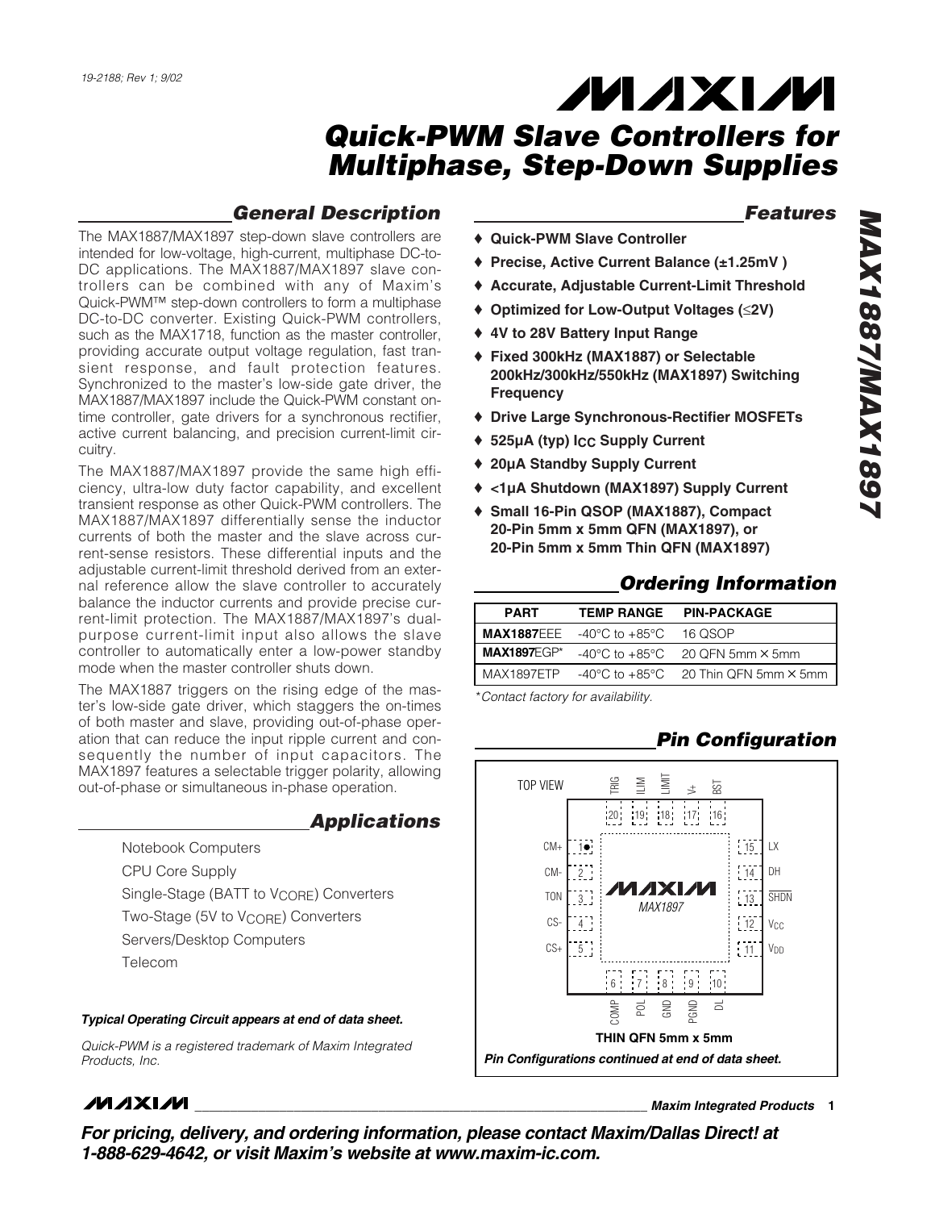19-2188; Rev 1; 9/02

# Quick-PWM Slave Controllers for Multiphase, Step-Down Supplies

## MAX1887/MAX1897

## General Description

The MAX1887/MAX1897 step-down slave controllers are intended for low-voltage, high-current, multiphase DC-to-DC applications. The MAX1887/MAX1897 slave controllers can be combined with any of Maxim's Quick-PWM™ step-down controllers to form a multiphase DC-to-DC converter. Existing Quick-PWM controllers, such as the MAX1718, function as the master controller, providing accurate output voltage regulation, fast transient response, and fault protection features. Synchronized to the master's low-side gate driver, the MAX1887/MAX1897 include the Quick-PWM constant on-time controller, gate drivers for a synchronous rectifier, active current balancing, and precision current-limit circuitry.

The MAX1887/MAX1897 provide the same high efficiency, ultra-low duty factor capability, and excellent transient response as other Quick-PWM controllers. The MAX1887/MAX1897 differentially sense the inductor currents of both the master and the slave across current-sense resistors. These differential inputs and the adjustable current-limit threshold derived from an external reference allow the slave controller to accurately balance the inductor currents and provide precise current-limit protection. The MAX1887/MAX1897's dual-purpose current-limit input also allows the slave controller to automatically enter a low-power standby mode when the master controller shuts down.

The MAX1887 triggers on the rising edge of the master's low-side gate driver, which staggers the on-times of both master and slave, providing out-of-phase operation that can reduce the input ripple current and consequently the number of input capacitors. The MAX1897 features a selectable trigger polarity, allowing out-of-phase or simultaneous in-phase operation.

## Applications

- Notebook Computers
- CPU Core Supply
- Single-Stage (BATT to $V_{CORE}$) Converters
- Two-Stage (5V to $V_{CORE}$) Converters
- Servers/Desktop Computers
- Telecom

**Typical Operating Circuit appears at end of data sheet.**

*Quick-PWM is a registered trademark of Maxim Integrated Products, Inc.*

## Features

- ♦ **Quick-PWM Slave Controller**
- ♦ **Precise, Active Current Balance (±1.25mV )**
- ♦ **Accurate, Adjustable Current-Limit Threshold**
- ♦ **Optimized for Low-Output Voltages (≤2V)**
- ♦ **4V to 28V Battery Input Range**
- ♦ **Fixed 300kHz (MAX1887) or Selectable 200kHz/300kHz/550kHz (MAX1897) Switching Frequency**
- ♦ **Drive Large Synchronous-Rectifier MOSFETs**
- ♦ **525µA (typ) $I_{CC}$ Supply Current**
- ♦ **20µA Standby Supply Current**
- ♦ **<1µA Shutdown (MAX1897) Supply Current**
- ♦ **Small 16-Pin QSOP (MAX1887), Compact 20-Pin 5mm x 5mm QFN (MAX1897), or 20-Pin 5mm x 5mm Thin QFN (MAX1897)**

## Ordering Information

| PART | TEMP RANGE | PIN-PACKAGE |
|---|---|---|
| **MAX1887**EEE | -40°C to +85°C | 16 QSOP |
| **MAX1897**EGP* | -40°C to +85°C | 20 QFN 5mm × 5mm |
| MAX1897ETP | -40°C to +85°C | 20 Thin QFN 5mm × 5mm |

*\*Contact factory for availability.*

## Pin Configuration

TOP VIEW

MAX1897

| Pin | Name |
|---|---|
| 1 | CM+ |
| 2 | CM- |
| 3 | TON |
| 4 | CS- |
| 5 | CS+ |
| 6 | COMP |
| 7 | POL |
| 8 | GND |
| 9 | PGND |
| 10 | DL |
| 11 | $V_{DD}$ |
| 12 | $V_{CC}$ |
| 13 | SHDN |
| 14 | DH |
| 15 | LX |
| 16 | BST |
| 17 | V+ |
| 18 | LIMIT |
| 19 | ILIM |
| 20 | TRIG |

**THIN QFN 5mm x 5mm**

***Pin Configurations continued at end of data sheet.***

***For pricing, delivery, and ordering information, please contact Maxim/Dallas Direct! at 1-888-629-4642, or visit Maxim's website at www.maxim-ic.com.***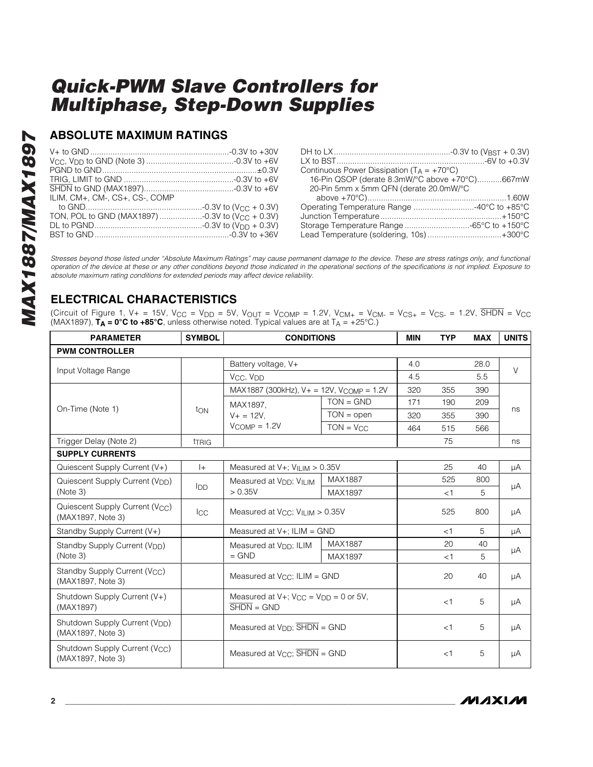# Quick-PWM Slave Controllers for Multiphase, Step-Down Supplies

## ABSOLUTE MAXIMUM RATINGS

V+ to GND ....................................................-0.3V to +30V
$V_{CC}$, $V_{DD}$ to GND (Note 3) ....................................-0.3V to +6V
PGND to GND..................................................................±0.3V
TRIG, LIMIT to GND ..............................................-0.3V to +6V
$\overline{SHDN}$ to GND (MAX1897).......................................-0.3V to +6V
ILIM, CM+, CM-, CS+, CS-, COMP
to GND...................................................-0.3V to ($V_{CC}$ + 0.3V)
TON, POL to GND (MAX1897) ...................-0.3V to ($V_{CC}$ + 0.3V)
DL to PGND................................................-0.3V to ($V_{DD}$ + 0.3V)
BST to GND ..........................................................-0.3V to +36V
DH to LX....................................................-0.3V to ($V_{BST}$ + 0.3V)
LX to BST..................................................................-6V to +0.3V
Continuous Power Dissipation ($T_A$ = +70°C)
16-Pin QSOP (derate 8.3mW/°C above +70°C)...........667mW
20-Pin 5mm x 5mm QFN (derate 20.0mW/°C
above +70°C).............................................................1.60W
Operating Temperature Range ...........................-40°C to +85°C
Junction Temperature......................................................+150°C
Storage Temperature Range .............................-65°C to +150°C
Lead Temperature (soldering, 10s) .................................+300°C

*Stresses beyond those listed under "Absolute Maximum Ratings" may cause permanent damage to the device. These are stress ratings only, and functional operation of the device at these or any other conditions beyond those indicated in the operational sections of the specifications is not implied. Exposure to absolute maximum rating conditions for extended periods may affect device reliability.*

## ELECTRICAL CHARACTERISTICS

(Circuit of Figure 1, V+ = 15V, $V_{CC}$ = $V_{DD}$ = 5V, $V_{OUT}$ = $V_{COMP}$ = 1.2V, $V_{CM+}$ = $V_{CM-}$ = $V_{CS+}$ = $V_{CS-}$ = 1.2V, $\overline{SHDN}$ = $V_{CC}$ (MAX1897), **$T_A$ = 0°C to +85°C**, unless otherwise noted. Typical values are at $T_A$ = +25°C.)

| PARAMETER | SYMBOL | CONDITIONS | | MIN | TYP | MAX | UNITS |
|---|---|---|---|---|---|---|---|
| **PWM CONTROLLER** | | | | | | | |
| Input Voltage Range | | Battery voltage, V+ | | 4.0 | | 28.0 | V |
| | | $V_{CC}$, $V_{DD}$ | | 4.5 | | 5.5 | |
| On-Time (Note 1) | $t_{ON}$ | MAX1887 (300kHz), V+ = 12V, $V_{COMP}$ = 1.2V | | 320 | 355 | 390 | ns |
| | | MAX1897, V+ = 12V, $V_{COMP}$ = 1.2V | TON = GND | 171 | 190 | 209 | |
| | | | TON = open | 320 | 355 | 390 | |
| | | | TON = $V_{CC}$ | 464 | 515 | 566 | |
| Trigger Delay (Note 2) | $t_{TRIG}$ | | | | 75 | | ns |
| **SUPPLY CURRENTS** | | | | | | | |
| Quiescent Supply Current (V+) | I+ | Measured at V+; $V_{ILIM}$ > 0.35V | | | 25 | 40 | µA |
| Quiescent Supply Current ($V_{DD}$) (Note 3) | $I_{DD}$ | Measured at $V_{DD}$; $V_{ILIM}$ > 0.35V | MAX1887 | | 525 | 800 | µA |
| | | | MAX1897 | | <1 | 5 | |
| Quiescent Supply Current ($V_{CC}$) (MAX1897, Note 3) | $I_{CC}$ | Measured at $V_{CC}$; $V_{ILIM}$ > 0.35V | | | 525 | 800 | µA |
| Standby Supply Current (V+) | | Measured at V+; ILIM = GND | | | <1 | 5 | µA |
| Standby Supply Current ($V_{DD}$) (Note 3) | | Measured at $V_{DD}$; ILIM = GND | MAX1887 | | 20 | 40 | µA |
| | | | MAX1897 | | <1 | 5 | |
| Standby Supply Current ($V_{CC}$) (MAX1897, Note 3) | | Measured at $V_{CC}$; ILIM = GND | | | 20 | 40 | µA |
| Shutdown Supply Current (V+) (MAX1897) | | Measured at V+; $V_{CC}$ = $V_{DD}$ = 0 or 5V, $\overline{SHDN}$ = GND | | | <1 | 5 | µA |
| Shutdown Supply Current ($V_{DD}$) (MAX1897, Note 3) | | Measured at $V_{DD}$; $\overline{SHDN}$ = GND | | | <1 | 5 | µA |
| Shutdown Supply Current ($V_{CC}$) (MAX1897, Note 3) | | Measured at $V_{CC}$; $\overline{SHDN}$ = GND | | | <1 | 5 | µA |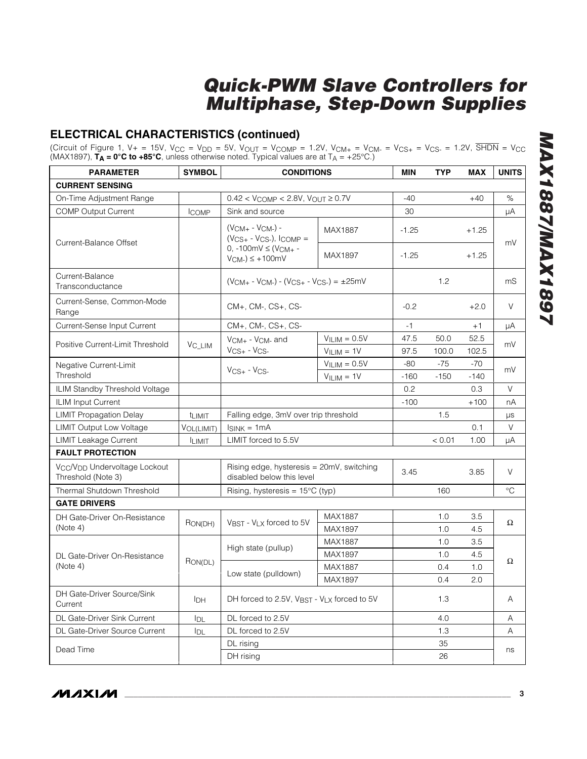## ELECTRICAL CHARACTERISTICS (continued)

(Circuit of Figure 1, V+ = 15V, $V_{CC}$ = $V_{DD}$ = 5V, $V_{OUT}$ = $V_{COMP}$ = 1.2V, $V_{CM+}$ = $V_{CM-}$ = $V_{CS+}$ = $V_{CS-}$ = 1.2V, $\overline{SHDN}$ = $V_{CC}$ (MAX1897), **$T_A$ = 0°C to +85°C**, unless otherwise noted. Typical values are at $T_A$ = +25°C.)

| PARAMETER | SYMBOL | CONDITIONS | | MIN | TYP | MAX | UNITS |
|---|---|---|---|---|---|---|---|
| **CURRENT SENSING** | | | | | | | |
| On-Time Adjustment Range | | $0.42 < V_{COMP} < 2.8V$, $V_{OUT} \geq 0.7V$ | | -40 | | +40 | % |
| COMP Output Current | $I_{COMP}$ | Sink and source | | 30 | | | µA |
| Current-Balance Offset | | $(V_{CM+} - V_{CM-}) - (V_{CS+} - V_{CS-})$, $I_{COMP}$ = 0, $-100mV \leq (V_{CM+} - V_{CM-}) \leq +100mV$ | MAX1887 | -1.25 | | +1.25 | mV |
| | | | MAX1897 | -1.25 | | +1.25 | |
| Current-Balance Transconductance | | $(V_{CM+} - V_{CM-}) - (V_{CS+} - V_{CS-}) = \pm 25mV$ | | | 1.2 | | mS |
| Current-Sense, Common-Mode Range | | CM+, CM-, CS+, CS- | | -0.2 | | +2.0 | V |
| Current-Sense Input Current | | CM+, CM-, CS+, CS- | | -1 | | +1 | µA |
| Positive Current-Limit Threshold | $V_{C\_LIM}$ | $V_{CM+} - V_{CM-}$ and $V_{CS+} - V_{CS-}$ | $V_{ILIM}$ = 0.5V | 47.5 | 50.0 | 52.5 | mV |
| | | | $V_{ILIM}$ = 1V | 97.5 | 100.0 | 102.5 | |
| Negative Current-Limit Threshold | | $V_{CS+} - V_{CS-}$ | $V_{ILIM}$ = 0.5V | -80 | -75 | -70 | mV |
| | | | $V_{ILIM}$ = 1V | -160 | -150 | -140 | |
| ILIM Standby Threshold Voltage | | | | 0.2 | | 0.3 | V |
| ILIM Input Current | | | | -100 | | +100 | nA |
| LIMIT Propagation Delay | $t_{LIMIT}$ | Falling edge, 3mV over trip threshold | | | 1.5 | | µs |
| LIMIT Output Low Voltage | $V_{OL(LIMIT)}$ | $I_{SINK}$ = 1mA | | | | 0.1 | V |
| LIMIT Leakage Current | $I_{LIMIT}$ | LIMIT forced to 5.5V | | | < 0.01 | 1.00 | µA |
| **FAULT PROTECTION** | | | | | | | |
| $V_{CC}$/$V_{DD}$ Undervoltage Lockout Threshold (Note 3) | | Rising edge, hysteresis = 20mV, switching disabled below this level | | 3.45 | | 3.85 | V |
| Thermal Shutdown Threshold | | Rising, hysteresis = 15°C (typ) | | | 160 | | °C |
| **GATE DRIVERS** | | | | | | | |
| DH Gate-Driver On-Resistance (Note 4) | $R_{ON(DH)}$ | $V_{BST} - V_{LX}$ forced to 5V | MAX1887 | | 1.0 | 3.5 | Ω |
| | | | MAX1897 | | 1.0 | 4.5 | |
| DL Gate-Driver On-Resistance (Note 4) | $R_{ON(DL)}$ | High state (pullup) | MAX1887 | | 1.0 | 3.5 | Ω |
| | | | MAX1897 | | 1.0 | 4.5 | |
| | | Low state (pulldown) | MAX1887 | | 0.4 | 1.0 | |
| | | | MAX1897 | | 0.4 | 2.0 | |
| DH Gate-Driver Source/Sink Current | $I_{DH}$ | DH forced to 2.5V, $V_{BST} - V_{LX}$ forced to 5V | | | 1.3 | | A |
| DL Gate-Driver Sink Current | $I_{DL}$ | DL forced to 2.5V | | | 4.0 | | A |
| DL Gate-Driver Source Current | $I_{DL}$ | DL forced to 2.5V | | | 1.3 | | A |
| Dead Time | | DL rising | | | 35 | | ns |
| | | DH rising | | | 26 | | |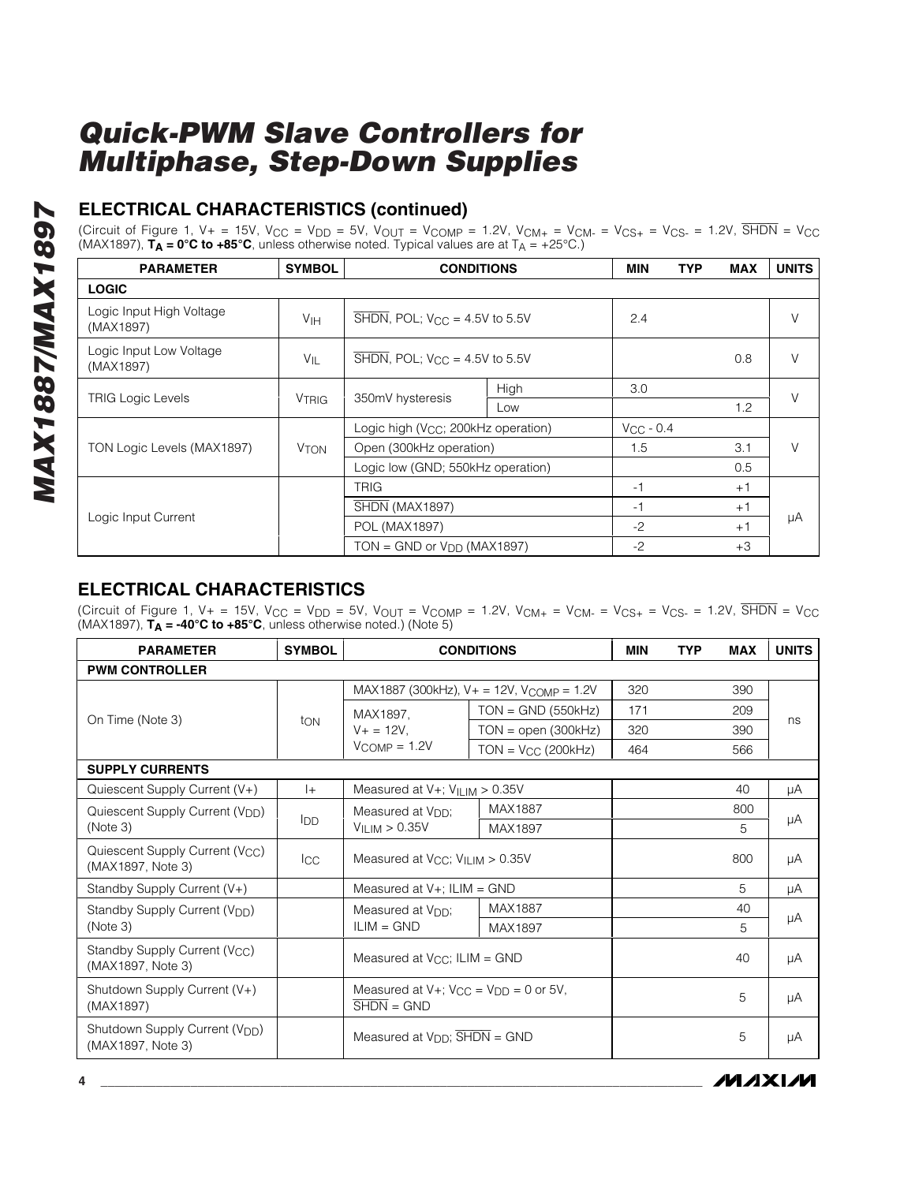## ELECTRICAL CHARACTERISTICS (continued)

(Circuit of Figure 1, V+ = 15V, $V_{CC}$ = $V_{DD}$ = 5V, $V_{OUT}$ = $V_{COMP}$ = 1.2V, $V_{CM+}$ = $V_{CM-}$ = $V_{CS+}$ = $V_{CS-}$ = 1.2V, $\overline{SHDN}$ = $V_{CC}$ (MAX1897), **$T_A$ = 0°C to +85°C**, unless otherwise noted. Typical values are at $T_A$ = +25°C.)

| PARAMETER | SYMBOL | CONDITIONS | | MIN | TYP | MAX | UNITS |
|---|---|---|---|---|---|---|---|
| **LOGIC** | | | | | | | |
| Logic Input High Voltage (MAX1897) | $V_{IH}$ | $\overline{SHDN}$, POL; $V_{CC}$ = 4.5V to 5.5V | | 2.4 | | | V |
| Logic Input Low Voltage (MAX1897) | $V_{IL}$ | $\overline{SHDN}$, POL; $V_{CC}$ = 4.5V to 5.5V | | | | 0.8 | V |
| TRIG Logic Levels | $V_{TRIG}$ | 350mV hysteresis | High | 3.0 | | | V |
| | | | Low | | | 1.2 | |
| TON Logic Levels (MAX1897) | $V_{TON}$ | Logic high ($V_{CC}$; 200kHz operation) | | $V_{CC}$ - 0.4 | | | V |
| | | Open (300kHz operation) | | 1.5 | | 3.1 | |
| | | Logic low (GND; 550kHz operation) | | | | 0.5 | |
| Logic Input Current | | TRIG | | -1 | | +1 | µA |
| | | $\overline{SHDN}$ (MAX1897) | | -1 | | +1 | |
| | | POL (MAX1897) | | -2 | | +1 | |
| | | TON = GND or $V_{DD}$ (MAX1897) | | -2 | | +3 | |

## ELECTRICAL CHARACTERISTICS

(Circuit of Figure 1, V+ = 15V, $V_{CC}$ = $V_{DD}$ = 5V, $V_{OUT}$ = $V_{COMP}$ = 1.2V, $V_{CM+}$ = $V_{CM-}$ = $V_{CS+}$ = $V_{CS-}$ = 1.2V, $\overline{SHDN}$ = $V_{CC}$ (MAX1897), **$T_A$ = -40°C to +85°C**, unless otherwise noted.) (Note 5)

| PARAMETER | SYMBOL | CONDITIONS | | MIN | TYP | MAX | UNITS |
|---|---|---|---|---|---|---|---|
| **PWM CONTROLLER** | | | | | | | |
| On Time (Note 3) | $t_{ON}$ | MAX1887 (300kHz), V+ = 12V, $V_{COMP}$ = 1.2V | | 320 | | 390 | ns |
| | | MAX1897, V+ = 12V, $V_{COMP}$ = 1.2V | TON = GND (550kHz) | 171 | | 209 | |
| | | | TON = open (300kHz) | 320 | | 390 | |
| | | | TON = $V_{CC}$ (200kHz) | 464 | | 566 | |
| **SUPPLY CURRENTS** | | | | | | | |
| Quiescent Supply Current (V+) | I+ | Measured at V+; $V_{ILIM}$ > 0.35V | | | | 40 | µA |
| Quiescent Supply Current ($V_{DD}$) (Note 3) | $I_{DD}$ | Measured at $V_{DD}$; $V_{ILIM}$ > 0.35V | MAX1887 | | | 800 | µA |
| | | | MAX1897 | | | 5 | |
| Quiescent Supply Current ($V_{CC}$) (MAX1897, Note 3) | $I_{CC}$ | Measured at $V_{CC}$; $V_{ILIM}$ > 0.35V | | | | 800 | µA |
| Standby Supply Current (V+) | | Measured at V+; ILIM = GND | | | | 5 | µA |
| Standby Supply Current ($V_{DD}$) (Note 3) | | Measured at $V_{DD}$; ILIM = GND | MAX1887 | | | 40 | µA |
| | | | MAX1897 | | | 5 | |
| Standby Supply Current ($V_{CC}$) (MAX1897, Note 3) | | Measured at $V_{CC}$; ILIM = GND | | | | 40 | µA |
| Shutdown Supply Current (V+) (MAX1897) | | Measured at V+; $V_{CC}$ = $V_{DD}$ = 0 or 5V, $\overline{SHDN}$ = GND | | | | 5 | µA |
| Shutdown Supply Current ($V_{DD}$) (MAX1897, Note 3) | | Measured at $V_{DD}$; $\overline{SHDN}$ = GND | | | | 5 | µA |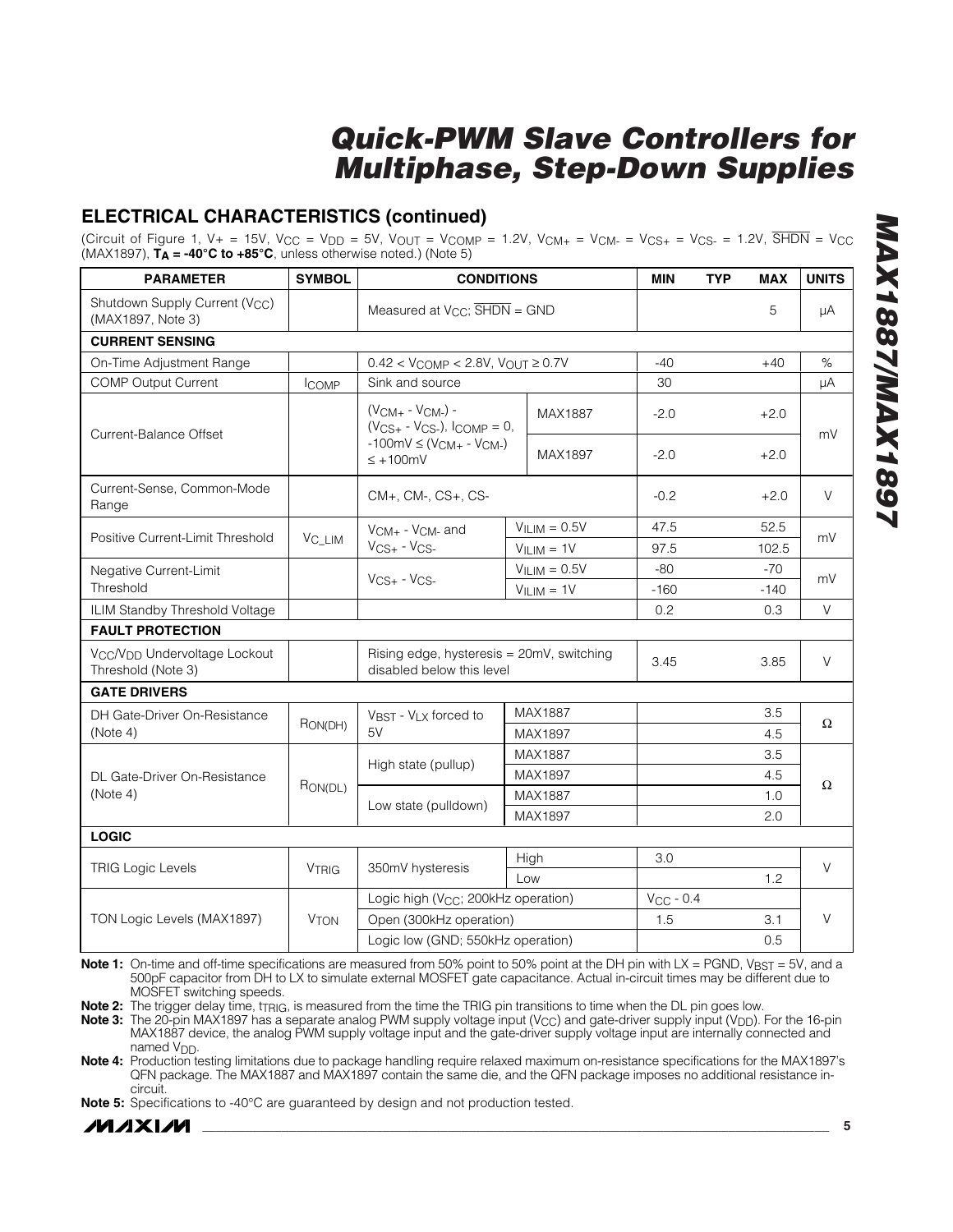## ELECTRICAL CHARACTERISTICS (continued)

(Circuit of Figure 1, V+ = 15V, $V_{CC}$ = $V_{DD}$ = 5V, $V_{OUT}$ = $V_{COMP}$ = 1.2V, $V_{CM+}$ = $V_{CM-}$ = $V_{CS+}$ = $V_{CS-}$ = 1.2V, $\overline{SHDN}$ = $V_{CC}$ (MAX1897), **$T_A$ = -40°C to +85°C**, unless otherwise noted.) (Note 5)

| PARAMETER | SYMBOL | CONDITIONS | | MIN | TYP | MAX | UNITS |
|---|---|---|---|---|---|---|---|
| Shutdown Supply Current ($V_{CC}$) (MAX1897, Note 3) | | Measured at $V_{CC}$; $\overline{SHDN}$ = GND | | | | 5 | µA |
| **CURRENT SENSING** | | | | | | | |
| On-Time Adjustment Range | | $0.42 < V_{COMP} < 2.8V$, $V_{OUT} \geq 0.7V$ | | -40 | | +40 | % |
| COMP Output Current | $I_{COMP}$ | Sink and source | | 30 | | | µA |
| Current-Balance Offset | | ($V_{CM+}$ - $V_{CM-}$) - ($V_{CS+}$ - $V_{CS-}$), $I_{COMP}$ = 0, -100mV ≤ ($V_{CM+}$ - $V_{CM-}$) ≤ +100mV | MAX1887 | -2.0 | | +2.0 | mV |
| | | | MAX1897 | -2.0 | | +2.0 | |
| Current-Sense, Common-Mode Range | | CM+, CM-, CS+, CS- | | -0.2 | | +2.0 | V |
| Positive Current-Limit Threshold | $V_{C\_LIM}$ | $V_{CM+}$ - $V_{CM-}$ and $V_{CS+}$ - $V_{CS-}$ | $V_{ILIM}$ = 0.5V | 47.5 | | 52.5 | mV |
| | | | $V_{ILIM}$ = 1V | 97.5 | | 102.5 | |
| Negative Current-Limit Threshold | | $V_{CS+}$ - $V_{CS-}$ | $V_{ILIM}$ = 0.5V | -80 | | -70 | mV |
| | | | $V_{ILIM}$ = 1V | -160 | | -140 | |
| ILIM Standby Threshold Voltage | | | | 0.2 | | 0.3 | V |
| **FAULT PROTECTION** | | | | | | | |
| $V_{CC}$/$V_{DD}$ Undervoltage Lockout Threshold (Note 3) | | Rising edge, hysteresis = 20mV, switching disabled below this level | | 3.45 | | 3.85 | V |
| **GATE DRIVERS** | | | | | | | |
| DH Gate-Driver On-Resistance (Note 4) | $R_{ON(DH)}$ | $V_{BST}$ - $V_{LX}$ forced to 5V | MAX1887 | | | 3.5 | Ω |
| | | | MAX1897 | | | 4.5 | |
| DL Gate-Driver On-Resistance (Note 4) | $R_{ON(DL)}$ | High state (pullup) | MAX1887 | | | 3.5 | Ω |
| | | | MAX1897 | | | 4.5 | |
| | | Low state (pulldown) | MAX1887 | | | 1.0 | |
| | | | MAX1897 | | | 2.0 | |
| **LOGIC** | | | | | | | |
| TRIG Logic Levels | $V_{TRIG}$ | 350mV hysteresis | High | 3.0 | | | V |
| | | | Low | | | 1.2 | |
| TON Logic Levels (MAX1897) | $V_{TON}$ | Logic high ($V_{CC}$; 200kHz operation) | | $V_{CC}$ - 0.4 | | | V |
| | | Open (300kHz operation) | | 1.5 | | 3.1 | |
| | | Logic low (GND; 550kHz operation) | | | | 0.5 | |

**Note 1:** On-time and off-time specifications are measured from 50% point to 50% point at the DH pin with LX = PGND, $V_{BST}$ = 5V, and a 500pF capacitor from DH to LX to simulate external MOSFET gate capacitance. Actual in-circuit times may be different due to MOSFET switching speeds.

**Note 2:** The trigger delay time, $t_{TRIG}$, is measured from the time the TRIG pin transitions to time when the DL pin goes low.

**Note 3:** The 20-pin MAX1897 has a separate analog PWM supply voltage input ($V_{CC}$) and gate-driver supply input ($V_{DD}$). For the 16-pin MAX1887 device, the analog PWM supply voltage input and the gate-driver supply voltage input are internally connected and named $V_{DD}$.

**Note 4:** Production testing limitations due to package handling require relaxed maximum on-resistance specifications for the MAX1897's QFN package. The MAX1887 and MAX1897 contain the same die, and the QFN package imposes no additional resistance in-circuit.

**Note 5:** Specifications to -40°C are guaranteed by design and not production tested.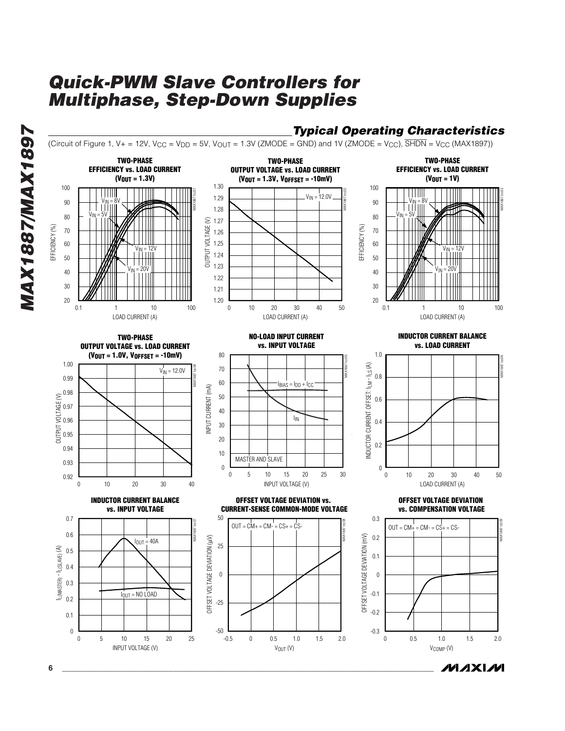## Typical Operating Characteristics

(Circuit of Figure 1, V+ = 12V, $V_{CC}$ = $V_{DD}$ = 5V, $V_{OUT}$ = 1.3V (ZMODE = GND) and 1V (ZMODE = $V_{CC}$), $\overline{SHDN}$ = $V_{CC}$ (MAX1897))

**TWO-PHASE EFFICIENCY vs. LOAD CURRENT ($V_{OUT}$ = 1.3V)**

**TWO-PHASE OUTPUT VOLTAGE vs. LOAD CURRENT ($V_{OUT}$ = 1.3V, $V_{OFFSET}$ = -10mV)**

**TWO-PHASE EFFICIENCY vs. LOAD CURRENT ($V_{OUT}$ = 1V)**

**TWO-PHASE OUTPUT VOLTAGE vs. LOAD CURRENT ($V_{OUT}$ = 1.0V, $V_{OFFSET}$ = -10mV)**

**NO-LOAD INPUT CURRENT vs. INPUT VOLTAGE**

**INDUCTOR CURRENT BALANCE vs. LOAD CURRENT**

**INDUCTOR CURRENT BALANCE vs. INPUT VOLTAGE**

**OFFSET VOLTAGE DEVIATION vs. CURRENT-SENSE COMMON-MODE VOLTAGE**

**OFFSET VOLTAGE DEVIATION vs. COMPENSATION VOLTAGE**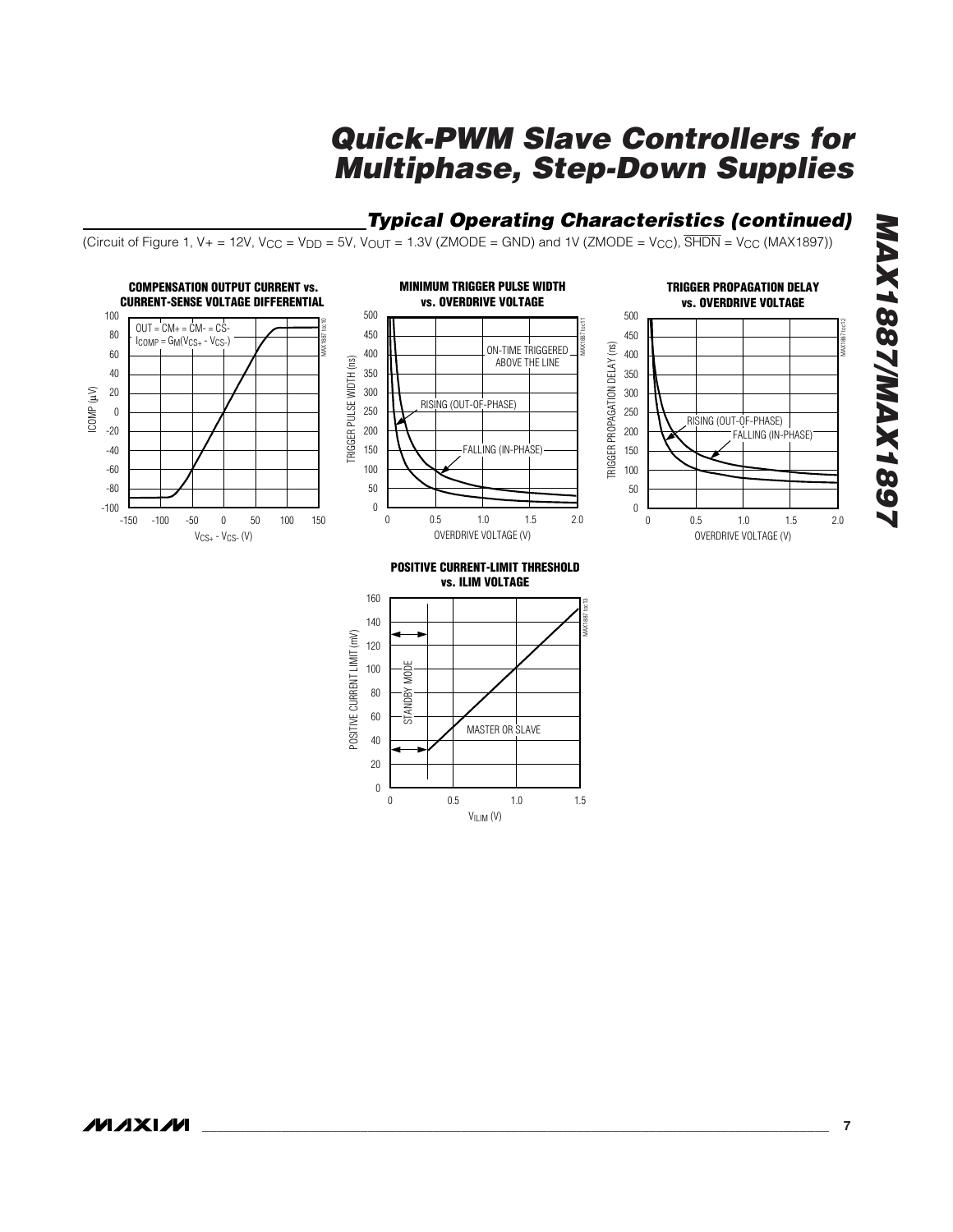## Typical Operating Characteristics (continued)

(Circuit of Figure 1, V+ = 12V, $V_{CC}$ = $V_{DD}$ = 5V, $V_{OUT}$ = 1.3V (ZMODE = GND) and 1V (ZMODE = $V_{CC}$), $\overline{SHDN}$ = $V_{CC}$ (MAX1897))

**COMPENSATION OUTPUT CURRENT vs. CURRENT-SENSE VOLTAGE DIFFERENTIAL**

OUT = CM+ = CM- = CS-

$I_{COMP} = G_M(V_{CS+} - V_{CS-})$

**MINIMUM TRIGGER PULSE WIDTH vs. OVERDRIVE VOLTAGE**

**TRIGGER PROPAGATION DELAY vs. OVERDRIVE VOLTAGE**

**POSITIVE CURRENT-LIMIT THRESHOLD vs. ILIM VOLTAGE**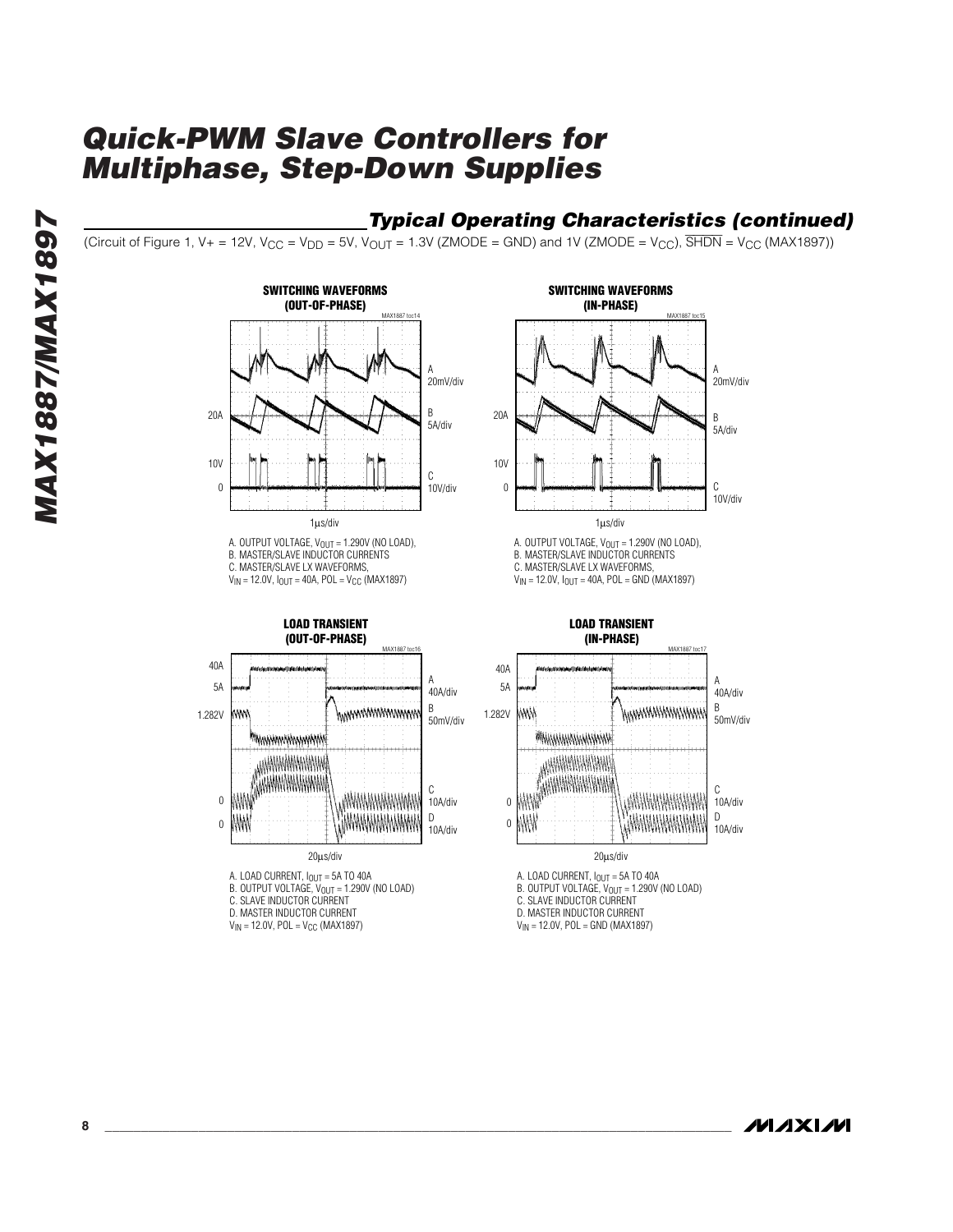## Typical Operating Characteristics (continued)

(Circuit of Figure 1, V+ = 12V, $V_{CC}$ = $V_{DD}$ = 5V, $V_{OUT}$ = 1.3V (ZMODE = GND) and 1V (ZMODE = $V_{CC}$), $\overline{SHDN}$ = $V_{CC}$ (MAX1897))

**SWITCHING WAVEFORMS (OUT-OF-PHASE)**

MAX1887 toc14

A. OUTPUT VOLTAGE, $V_{OUT}$ = 1.290V (NO LOAD),
B. MASTER/SLAVE INDUCTOR CURRENTS
C. MASTER/SLAVE LX WAVEFORMS,
$V_{IN}$ = 12.0V, $I_{OUT}$ = 40A, POL = $V_{CC}$ (MAX1897)

**SWITCHING WAVEFORMS (IN-PHASE)**

MAX1887 toc15

A. OUTPUT VOLTAGE, $V_{OUT}$ = 1.290V (NO LOAD),
B. MASTER/SLAVE INDUCTOR CURRENTS
C. MASTER/SLAVE LX WAVEFORMS,
$V_{IN}$ = 12.0V, $I_{OUT}$ = 40A, POL = GND (MAX1897)

**LOAD TRANSIENT (OUT-OF-PHASE)**

MAX1887 toc16

A. LOAD CURRENT, $I_{OUT}$ = 5A TO 40A
B. OUTPUT VOLTAGE, $V_{OUT}$ = 1.290V (NO LOAD)
C. SLAVE INDUCTOR CURRENT
D. MASTER INDUCTOR CURRENT
$V_{IN}$ = 12.0V, POL = $V_{CC}$ (MAX1897)

**LOAD TRANSIENT (IN-PHASE)**

MAX1887 toc17

A. LOAD CURRENT, $I_{OUT}$ = 5A TO 40A
B. OUTPUT VOLTAGE, $V_{OUT}$ = 1.290V (NO LOAD)
C. SLAVE INDUCTOR CURRENT
D. MASTER INDUCTOR CURRENT
$V_{IN}$ = 12.0V, POL = GND (MAX1897)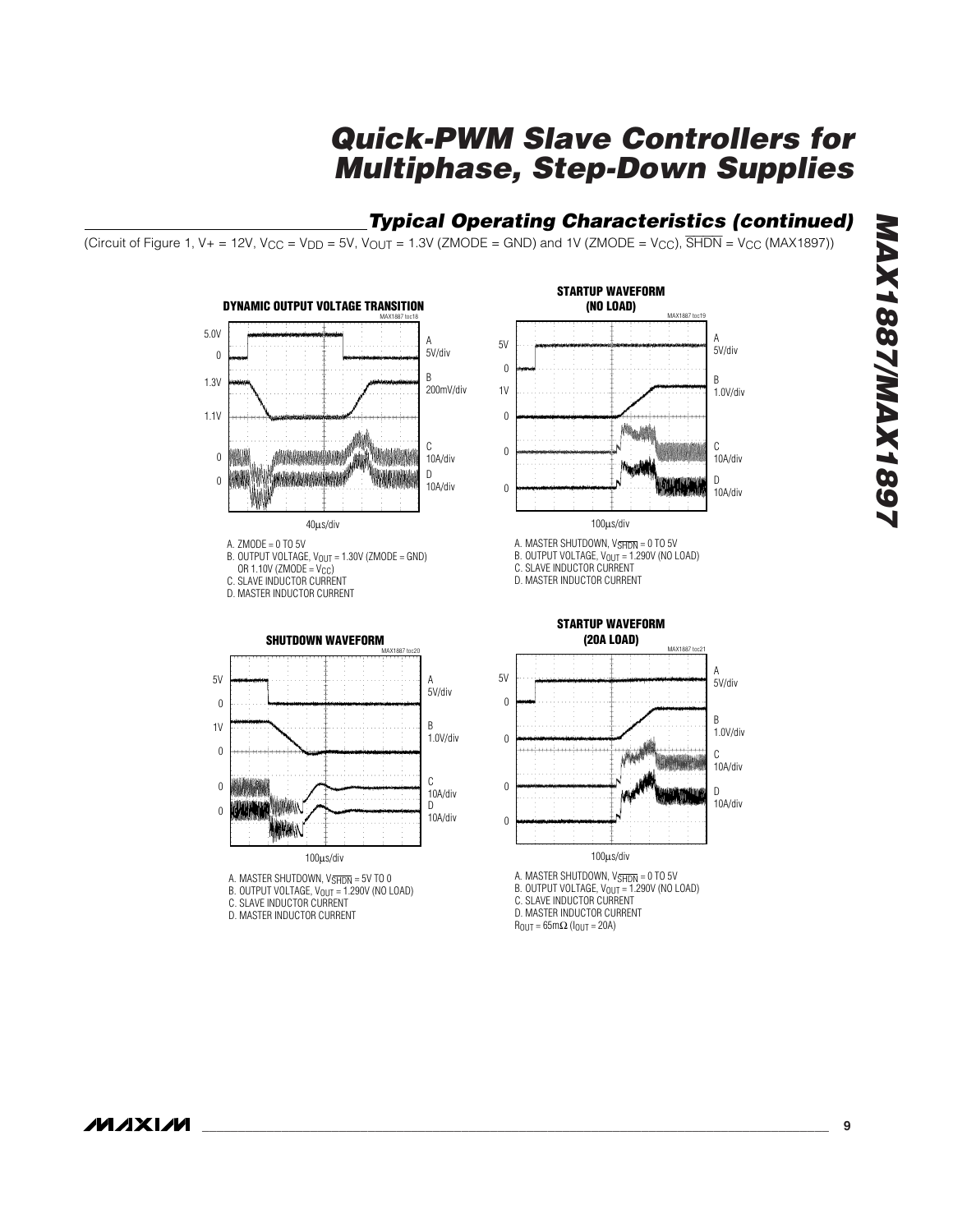## Typical Operating Characteristics (continued)

(Circuit of Figure 1, V+ = 12V, $V_{CC}$ = $V_{DD}$ = 5V, $V_{OUT}$ = 1.3V (ZMODE = GND) and 1V (ZMODE = $V_{CC}$), $\overline{SHDN}$ = $V_{CC}$ (MAX1897))

**DYNAMIC OUTPUT VOLTAGE TRANSITION**

A. ZMODE = 0 TO 5V
B. OUTPUT VOLTAGE, $V_{OUT}$ = 1.30V (ZMODE = GND) OR 1.10V (ZMODE = $V_{CC}$)
C. SLAVE INDUCTOR CURRENT
D. MASTER INDUCTOR CURRENT

**STARTUP WAVEFORM (NO LOAD)**

A. MASTER SHUTDOWN, $V_{\overline{SHDN}}$ = 0 TO 5V
B. OUTPUT VOLTAGE, $V_{OUT}$ = 1.290V (NO LOAD)
C. SLAVE INDUCTOR CURRENT
D. MASTER INDUCTOR CURRENT

**SHUTDOWN WAVEFORM**

A. MASTER SHUTDOWN, $V_{\overline{SHDN}}$ = 5V TO 0
B. OUTPUT VOLTAGE, $V_{OUT}$ = 1.290V (NO LOAD)
C. SLAVE INDUCTOR CURRENT
D. MASTER INDUCTOR CURRENT

**STARTUP WAVEFORM (20A LOAD)**

A. MASTER SHUTDOWN, $V_{\overline{SHDN}}$ = 0 TO 5V
B. OUTPUT VOLTAGE, $V_{OUT}$ = 1.290V (NO LOAD)
C. SLAVE INDUCTOR CURRENT
D. MASTER INDUCTOR CURRENT
$R_{OUT}$ = 65mΩ ($I_{OUT}$ = 20A)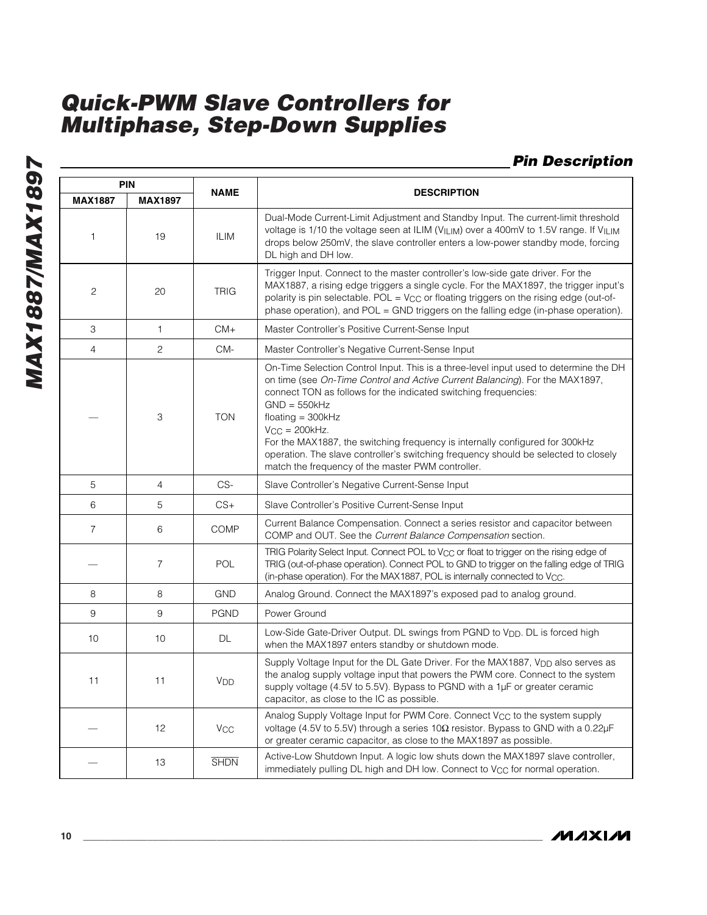## Pin Description

| PIN | | NAME | DESCRIPTION |
|---|---|---|---|
| MAX1887 | MAX1897 | | |
| 1 | 19 | ILIM | Dual-Mode Current-Limit Adjustment and Standby Input. The current-limit threshold voltage is 1/10 the voltage seen at ILIM ($V_{ILIM}$) over a 400mV to 1.5V range. If $V_{ILIM}$ drops below 250mV, the slave controller enters a low-power standby mode, forcing DL high and DH low. |
| 2 | 20 | TRIG | Trigger Input. Connect to the master controller's low-side gate driver. For the MAX1887, a rising edge triggers a single cycle. For the MAX1897, the trigger input's polarity is pin selectable. POL = $V_{CC}$ or floating triggers on the rising edge (out-of-phase operation), and POL = GND triggers on the falling edge (in-phase operation). |
| 3 | 1 | CM+ | Master Controller's Positive Current-Sense Input |
| 4 | 2 | CM- | Master Controller's Negative Current-Sense Input |
| — | 3 | TON | On-Time Selection Control Input. This is a three-level input used to determine the DH on time (see *On-Time Control and Active Current Balancing*). For the MAX1897, connect TON as follows for the indicated switching frequencies:<br>GND = 550kHz<br>floating = 300kHz<br>$V_{CC}$ = 200kHz.<br>For the MAX1887, the switching frequency is internally configured for 300kHz operation. The slave controller's switching frequency should be selected to closely match the frequency of the master PWM controller. |
| 5 | 4 | CS- | Slave Controller's Negative Current-Sense Input |
| 6 | 5 | CS+ | Slave Controller's Positive Current-Sense Input |
| 7 | 6 | COMP | Current Balance Compensation. Connect a series resistor and capacitor between COMP and OUT. See the *Current Balance Compensation* section. |
| — | 7 | POL | TRIG Polarity Select Input. Connect POL to $V_{CC}$ or float to trigger on the rising edge of TRIG (out-of-phase operation). Connect POL to GND to trigger on the falling edge of TRIG (in-phase operation). For the MAX1887, POL is internally connected to $V_{CC}$. |
| 8 | 8 | GND | Analog Ground. Connect the MAX1897's exposed pad to analog ground. |
| 9 | 9 | PGND | Power Ground |
| 10 | 10 | DL | Low-Side Gate-Driver Output. DL swings from PGND to $V_{DD}$. DL is forced high when the MAX1897 enters standby or shutdown mode. |
| 11 | 11 | $V_{DD}$ | Supply Voltage Input for the DL Gate Driver. For the MAX1887, $V_{DD}$ also serves as the analog supply voltage input that powers the PWM core. Connect to the system supply voltage (4.5V to 5.5V). Bypass to PGND with a 1µF or greater ceramic capacitor, as close to the IC as possible. |
| — | 12 | $V_{CC}$ | Analog Supply Voltage Input for PWM Core. Connect $V_{CC}$ to the system supply voltage (4.5V to 5.5V) through a series 10Ω resistor. Bypass to GND with a 0.22µF or greater ceramic capacitor, as close to the MAX1897 as possible. |
| — | 13 | $\overline{SHDN}$ | Active-Low Shutdown Input. A logic low shuts down the MAX1897 slave controller, immediately pulling DL high and DH low. Connect to $V_{CC}$ for normal operation. |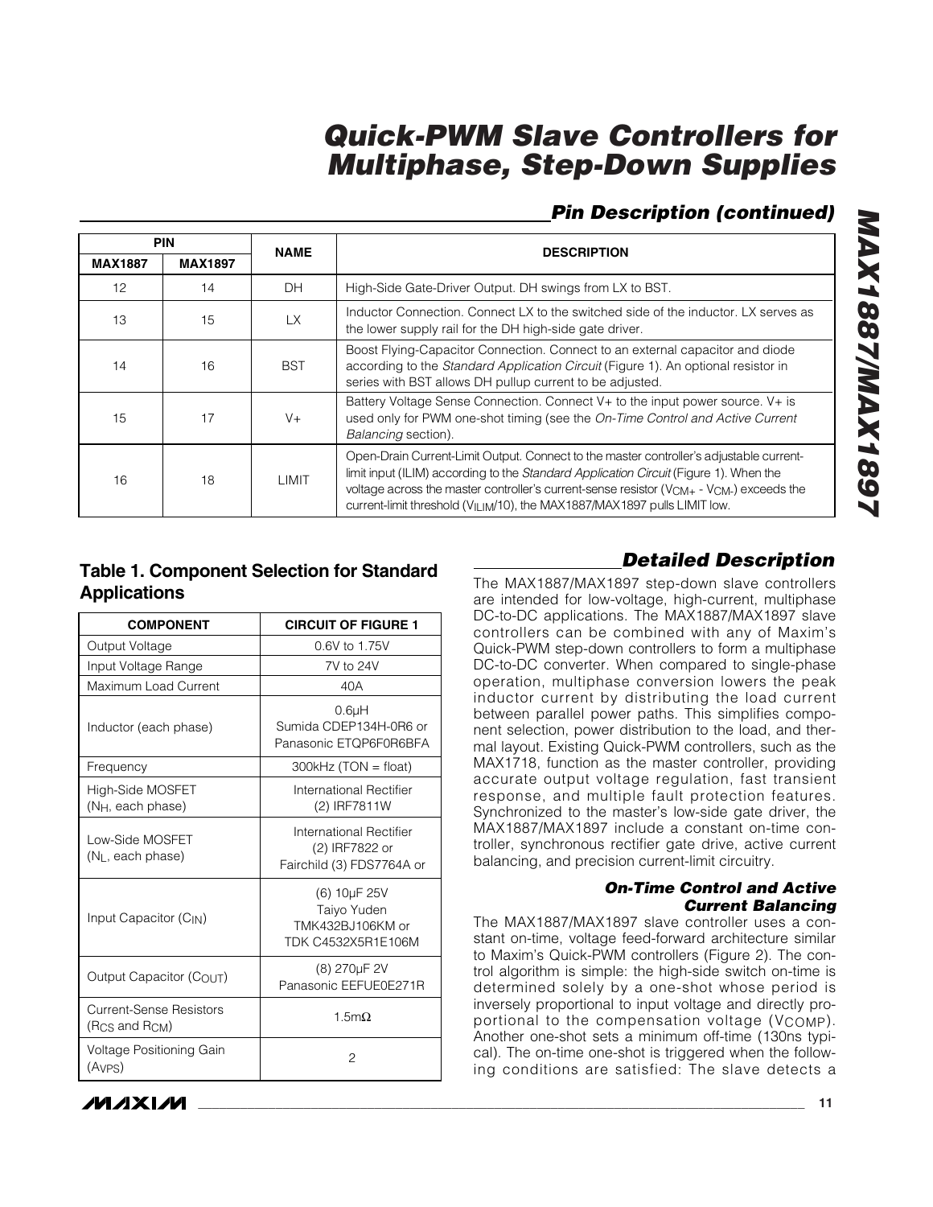## Pin Description (continued)

| PIN | | NAME | DESCRIPTION |
|---|---|---|---|
| MAX1887 | MAX1897 | | |
| 12 | 14 | DH | High-Side Gate-Driver Output. DH swings from LX to BST. |
| 13 | 15 | LX | Inductor Connection. Connect LX to the switched side of the inductor. LX serves as the lower supply rail for the DH high-side gate driver. |
| 14 | 16 | BST | Boost Flying-Capacitor Connection. Connect to an external capacitor and diode according to the *Standard Application Circuit* (Figure 1). An optional resistor in series with BST allows DH pullup current to be adjusted. |
| 15 | 17 | V+ | Battery Voltage Sense Connection. Connect V+ to the input power source. V+ is used only for PWM one-shot timing (see the *On-Time Control and Active Current Balancing* section). |
| 16 | 18 | LIMIT | Open-Drain Current-Limit Output. Connect to the master controller's adjustable current-limit input (ILIM) according to the *Standard Application Circuit* (Figure 1). When the voltage across the master controller's current-sense resistor ($V_{CM+}$ - $V_{CM-}$) exceeds the current-limit threshold ($V_{ILIM}$/10), the MAX1887/MAX1897 pulls LIMIT low. |

### Table 1. Component Selection for Standard Applications

| COMPONENT | CIRCUIT OF FIGURE 1 |
|---|---|
| Output Voltage | 0.6V to 1.75V |
| Input Voltage Range | 7V to 24V |
| Maximum Load Current | 40A |
| Inductor (each phase) | 0.6µH Sumida CDEP134H-0R6 or Panasonic ETQP6F0R6BFA |
| Frequency | 300kHz (TON = float) |
| High-Side MOSFET ($N_H$, each phase) | International Rectifier (2) IRF7811W |
| Low-Side MOSFET ($N_L$, each phase) | International Rectifier (2) IRF7822 or Fairchild (3) FDS7764A or |
| Input Capacitor ($C_{IN}$) | (6) 10µF 25V Taiyo Yuden TMK432BJ106KM or TDK C4532X5R1E106M |
| Output Capacitor ($C_{OUT}$) | (8) 270µF 2V Panasonic EEFUE0E271R |
| Current-Sense Resistors ($R_{CS}$ and $R_{CM}$) | 1.5mΩ |
| Voltage Positioning Gain ($A_{VPS}$) | 2 |

## Detailed Description

The MAX1887/MAX1897 step-down slave controllers are intended for low-voltage, high-current, multiphase DC-to-DC applications. The MAX1887/MAX1897 slave controllers can be combined with any of Maxim's Quick-PWM step-down controllers to form a multiphase DC-to-DC converter. When compared to single-phase operation, multiphase conversion lowers the peak inductor current by distributing the load current between parallel power paths. This simplifies component selection, power distribution to the load, and thermal layout. Existing Quick-PWM controllers, such as the MAX1718, function as the master controller, providing accurate output voltage regulation, fast transient response, and multiple fault protection features. Synchronized to the master's low-side gate driver, the MAX1887/MAX1897 include a constant on-time controller, synchronous rectifier gate drive, active current balancing, and precision current-limit circuitry.

### On-Time Control and Active Current Balancing

The MAX1887/MAX1897 slave controller uses a constant on-time, voltage feed-forward architecture similar to Maxim's Quick-PWM controllers (Figure 2). The control algorithm is simple: the high-side switch on-time is determined solely by a one-shot whose period is inversely proportional to input voltage and directly proportional to the compensation voltage ($V_{COMP}$). Another one-shot sets a minimum off-time (130ns typical). The on-time one-shot is triggered when the following conditions are satisfied: The slave detects a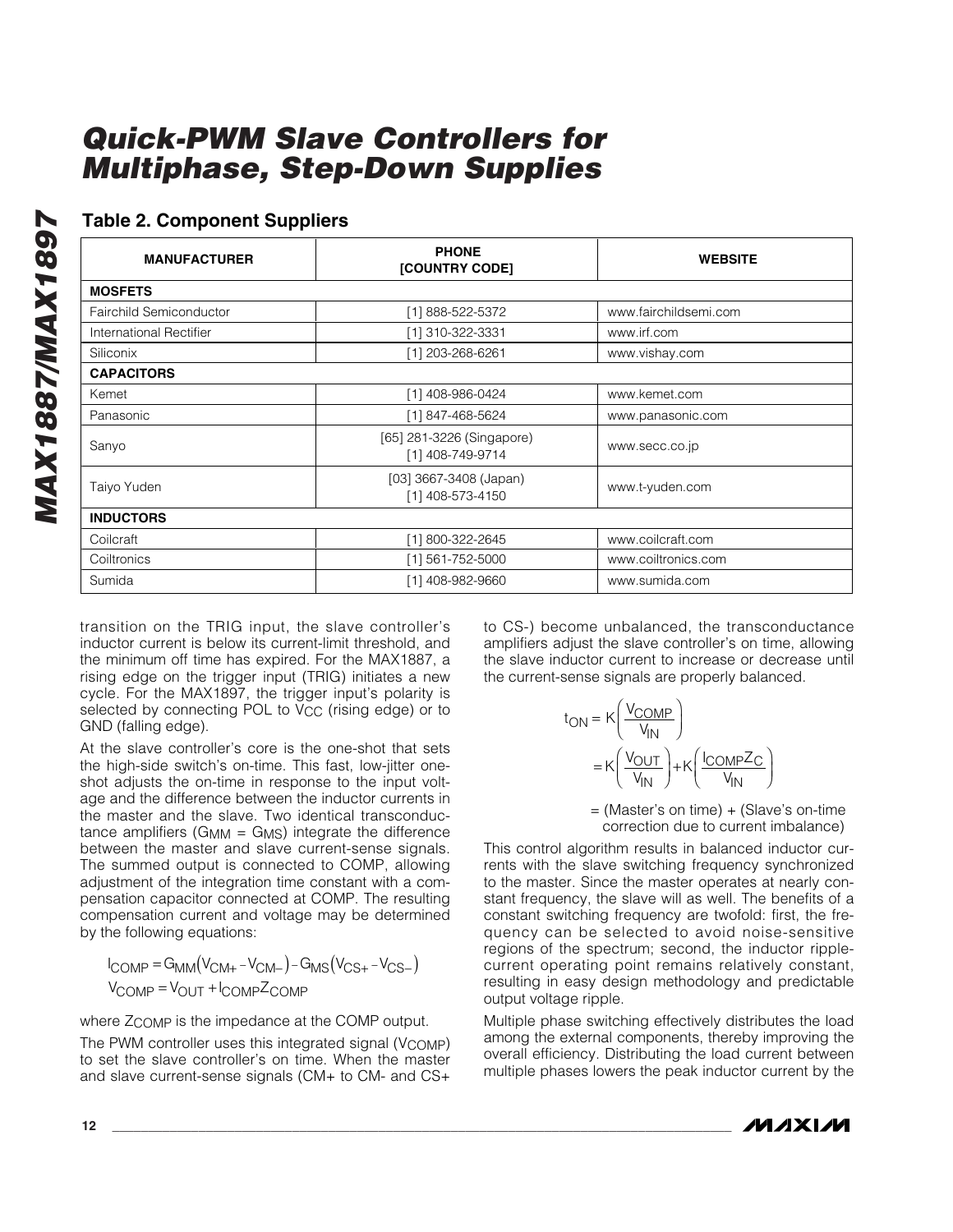## Table 2. Component Suppliers

| MANUFACTURER | PHONE [COUNTRY CODE] | WEBSITE |
|---|---|---|
| **MOSFETS** | | |
| Fairchild Semiconductor | [1] 888-522-5372 | www.fairchildsemi.com |
| International Rectifier | [1] 310-322-3331 | www.irf.com |
| Siliconix | [1] 203-268-6261 | www.vishay.com |
| **CAPACITORS** | | |
| Kemet | [1] 408-986-0424 | www.kemet.com |
| Panasonic | [1] 847-468-5624 | www.panasonic.com |
| Sanyo | [65] 281-3226 (Singapore) [1] 408-749-9714 | www.secc.co.jp |
| Taiyo Yuden | [03] 3667-3408 (Japan) [1] 408-573-4150 | www.t-yuden.com |
| **INDUCTORS** | | |
| Coilcraft | [1] 800-322-2645 | www.coilcraft.com |
| Coiltronics | [1] 561-752-5000 | www.coiltronics.com |
| Sumida | [1] 408-982-9660 | www.sumida.com |

transition on the TRIG input, the slave controller's inductor current is below its current-limit threshold, and the minimum off time has expired. For the MAX1887, a rising edge on the trigger input (TRIG) initiates a new cycle. For the MAX1897, the trigger input's polarity is selected by connecting POL to $V_{CC}$ (rising edge) or to GND (falling edge).

At the slave controller's core is the one-shot that sets the high-side switch's on-time. This fast, low-jitter one-shot adjusts the on-time in response to the input voltage and the difference between the inductor currents in the master and the slave. Two identical transconductance amplifiers ($G_{MM} = G_{MS}$) integrate the difference between the master and slave current-sense signals. The summed output is connected to COMP, allowing adjustment of the integration time constant with a compensation capacitor connected at COMP. The resulting compensation current and voltage may be determined by the following equations:

$$I_{COMP} = G_{MM}(V_{CM+} - V_{CM-}) - G_{MS}(V_{CS+} - V_{CS-})$$
$$V_{COMP} = V_{OUT} + I_{COMP}Z_{COMP}$$

where $Z_{COMP}$ is the impedance at the COMP output.

The PWM controller uses this integrated signal ($V_{COMP}$) to set the slave controller's on time. When the master and slave current-sense signals (CM+ to CM- and CS+ to CS-) become unbalanced, the transconductance amplifiers adjust the slave controller's on time, allowing the slave inductor current to increase or decrease until the current-sense signals are properly balanced.

$$t_{ON} = K\left(\frac{V_{COMP}}{V_{IN}}\right)$$
$$= K\left(\frac{V_{OUT}}{V_{IN}}\right) + K\left(\frac{I_{COMP}Z_C}{V_{IN}}\right)$$

= (Master's on time) + (Slave's on-time correction due to current imbalance)

This control algorithm results in balanced inductor currents with the slave switching frequency synchronized to the master. Since the master operates at nearly constant frequency, the slave will as well. The benefits of a constant switching frequency are twofold: first, the frequency can be selected to avoid noise-sensitive regions of the spectrum; second, the inductor ripple-current operating point remains relatively constant, resulting in easy design methodology and predictable output voltage ripple.

Multiple phase switching effectively distributes the load among the external components, thereby improving the overall efficiency. Distributing the load current between multiple phases lowers the peak inductor current by the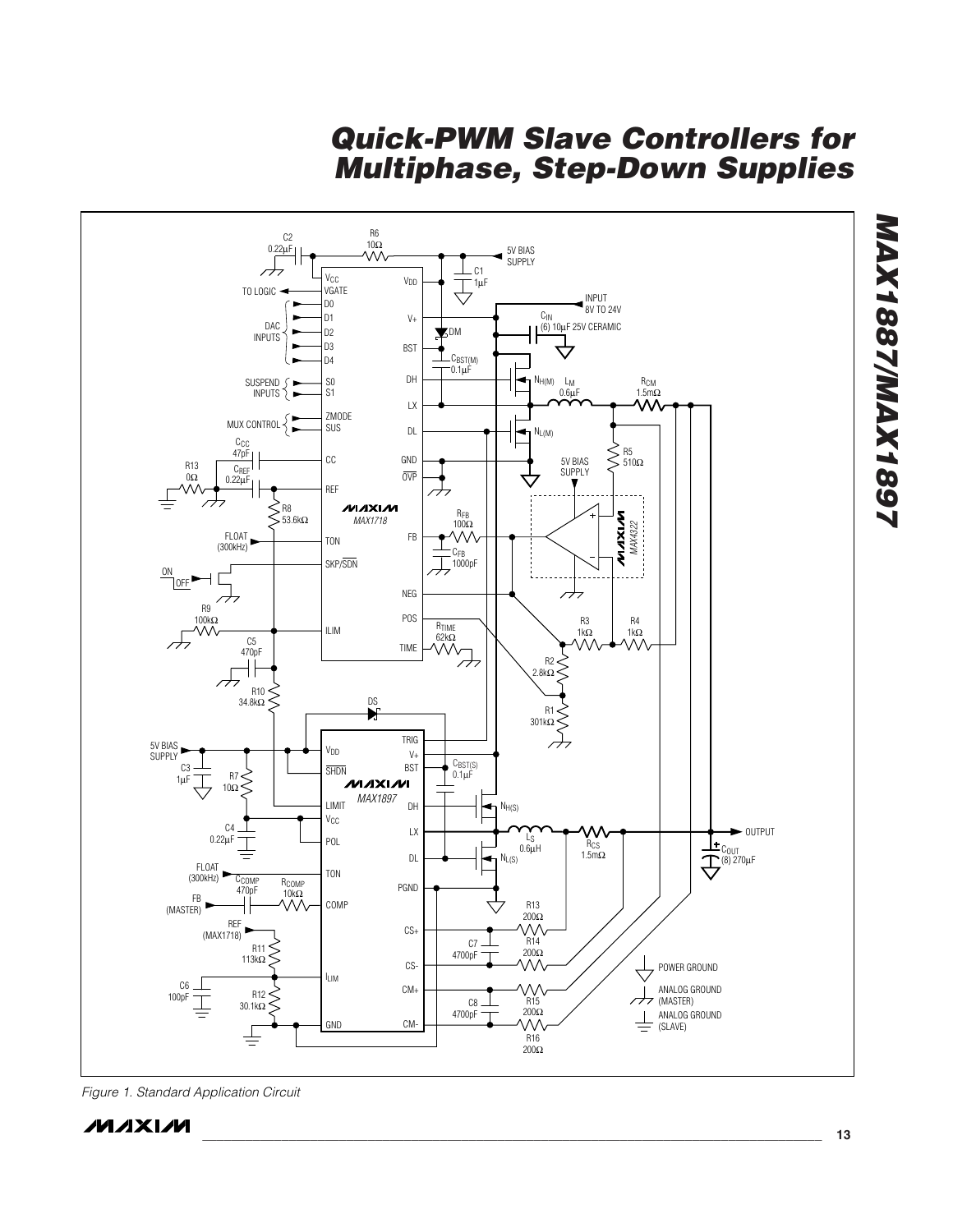Figure 1. Standard Application Circuit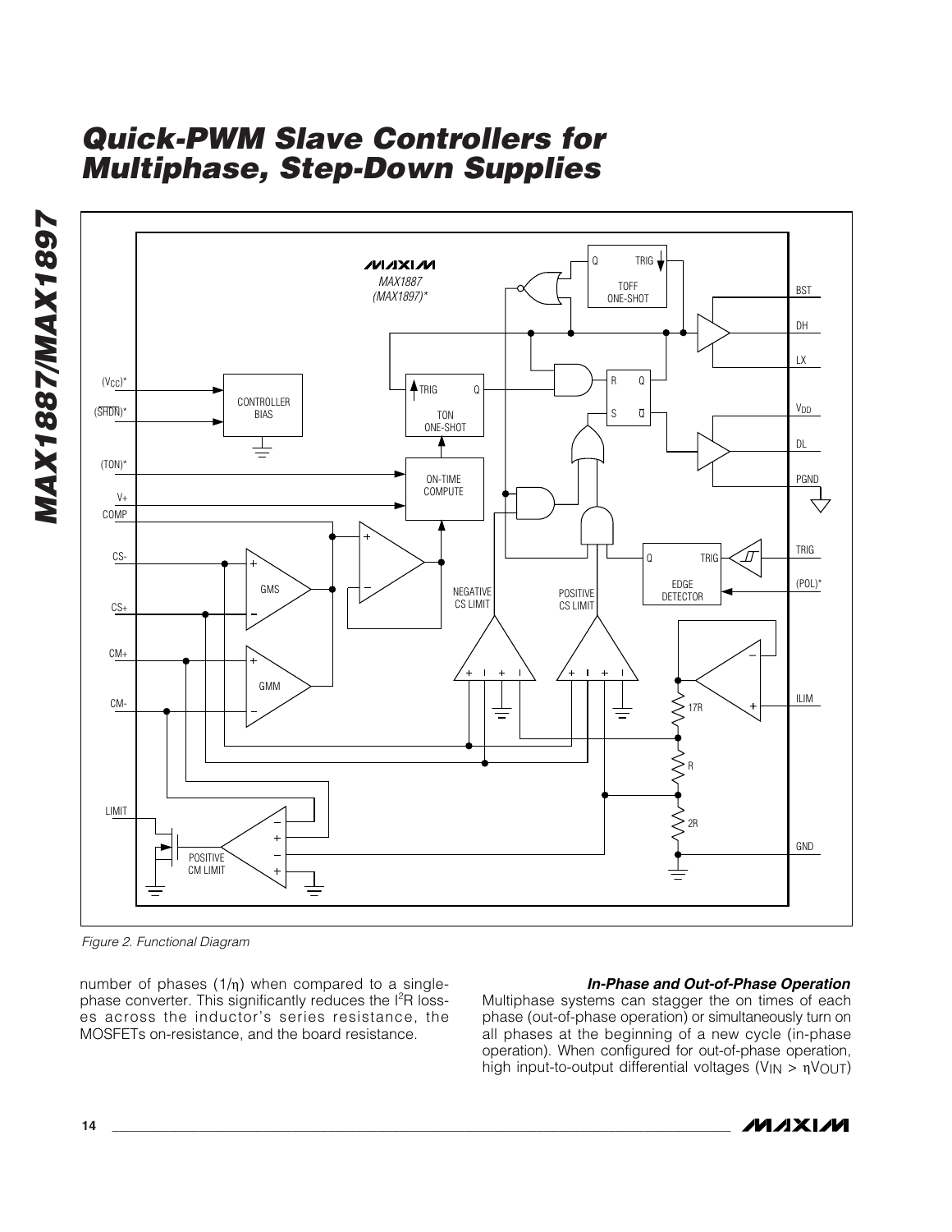Figure 2. Functional Diagram

number of phases ($1/\eta$) when compared to a single-phase converter. This significantly reduces the $I^2R$ losses across the inductor's series resistance, the MOSFETs on-resistance, and the board resistance.

### In-Phase and Out-of-Phase Operation

Multiphase systems can stagger the on times of each phase (out-of-phase operation) or simultaneously turn on all phases at the beginning of a new cycle (in-phase operation). When configured for out-of-phase operation, high input-to-output differential voltages ($V_{IN} > \eta V_{OUT}$)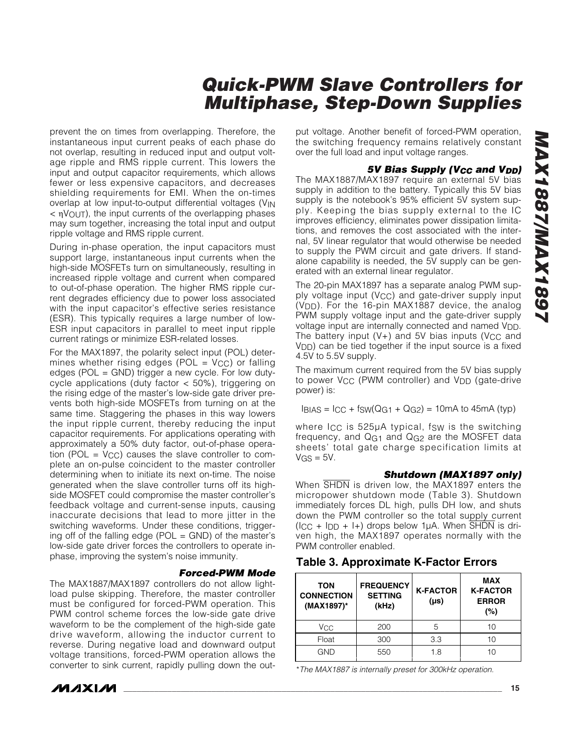prevent the on times from overlapping. Therefore, the instantaneous input current peaks of each phase do not overlap, resulting in reduced input and output voltage ripple and RMS ripple current. This lowers the input and output capacitor requirements, which allows fewer or less expensive capacitors, and decreases shielding requirements for EMI. When the on-times overlap at low input-to-output differential voltages ($V_{IN} < \eta V_{OUT}$), the input currents of the overlapping phases may sum together, increasing the total input and output ripple voltage and RMS ripple current.

During in-phase operation, the input capacitors must support large, instantaneous input currents when the high-side MOSFETs turn on simultaneously, resulting in increased ripple voltage and current when compared to out-of-phase operation. The higher RMS ripple current degrades efficiency due to power loss associated with the input capacitor's effective series resistance (ESR). This typically requires a large number of low-ESR input capacitors in parallel to meet input ripple current ratings or minimize ESR-related losses.

For the MAX1897, the polarity select input (POL) determines whether rising edges (POL = $V_{CC}$) or falling edges (POL = GND) trigger a new cycle. For low duty-cycle applications (duty factor < 50%), triggering on the rising edge of the master's low-side gate driver prevents both high-side MOSFETs from turning on at the same time. Staggering the phases in this way lowers the input ripple current, thereby reducing the input capacitor requirements. For applications operating with approximately a 50% duty factor, out-of-phase operation (POL = $V_{CC}$) causes the slave controller to complete an on-pulse coincident to the master controller determining when to initiate its next on-time. The noise generated when the slave controller turns off its high-side MOSFET could compromise the master controller's feedback voltage and current-sense inputs, causing inaccurate decisions that lead to more jitter in the switching waveforms. Under these conditions, triggering off of the falling edge (POL = GND) of the master's low-side gate driver forces the controllers to operate in-phase, improving the system's noise immunity.

### Forced-PWM Mode

The MAX1887/MAX1897 controllers do not allow light-load pulse skipping. Therefore, the master controller must be configured for forced-PWM operation. This PWM control scheme forces the low-side gate drive waveform to be the complement of the high-side gate drive waveform, allowing the inductor current to reverse. During negative load and downward output voltage transitions, forced-PWM operation allows the converter to sink current, rapidly pulling down the output voltage. Another benefit of forced-PWM operation, the switching frequency remains relatively constant over the full load and input voltage ranges.

### 5V Bias Supply ($V_{CC}$ and $V_{DD}$)

The MAX1887/MAX1897 require an external 5V bias supply in addition to the battery. Typically this 5V bias supply is the notebook's 95% efficient 5V system supply. Keeping the bias supply external to the IC improves efficiency, eliminates power dissipation limitations, and removes the cost associated with the internal, 5V linear regulator that would otherwise be needed to supply the PWM circuit and gate drivers. If stand-alone capability is needed, the 5V supply can be generated with an external linear regulator.

The 20-pin MAX1897 has a separate analog PWM supply voltage input ($V_{CC}$) and gate-driver supply input ($V_{DD}$). For the 16-pin MAX1887 device, the analog PWM supply voltage input and the gate-driver supply voltage input are internally connected and named $V_{DD}$. The battery input (V+) and 5V bias inputs ($V_{CC}$ and $V_{DD}$) can be tied together if the input source is a fixed 4.5V to 5.5V supply.

The maximum current required from the 5V bias supply to power $V_{CC}$ (PWM controller) and $V_{DD}$ (gate-drive power) is:

$$I_{BIAS} = I_{CC} + f_{SW}(Q_{G1} + Q_{G2}) = 10mA \text{ to } 45mA \text{ (typ)}$$

where $I_{CC}$ is 525µA typical, $f_{SW}$ is the switching frequency, and $Q_{G1}$ and $Q_{G2}$ are the MOSFET data sheets' total gate charge specification limits at $V_{GS}$ = 5V.

### Shutdown (MAX1897 only)

When $\overline{SHDN}$ is driven low, the MAX1897 enters the micropower shutdown mode (Table 3). Shutdown immediately forces DL high, pulls DH low, and shuts down the PWM controller so the total supply current ($I_{CC}$ + $I_{DD}$ + I+) drops below 1µA. When $\overline{SHDN}$ is driven high, the MAX1897 operates normally with the PWM controller enabled.

## Table 3. Approximate K-Factor Errors

| TON CONNECTION (MAX1897)* | FREQUENCY SETTING (kHz) | K-FACTOR (µs) | MAX K-FACTOR ERROR (%) |
|---|---|---|---|
| $V_{CC}$ | 200 | 5 | 10 |
| Float | 300 | 3.3 | 10 |
| GND | 550 | 1.8 | 10 |

*The MAX1887 is internally preset for 300kHz operation.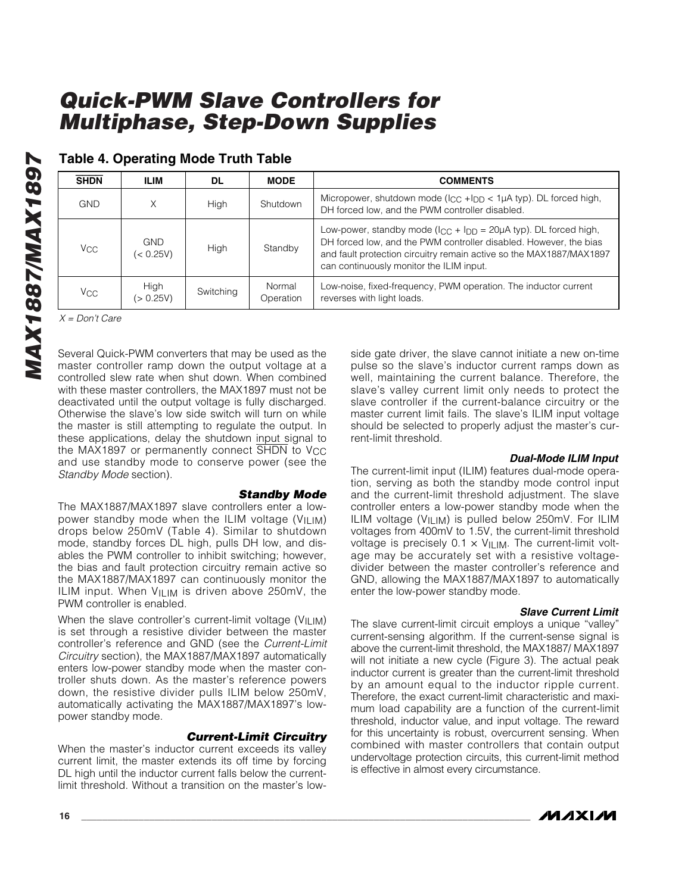## Table 4. Operating Mode Truth Table

| $\overline{SHDN}$ | ILIM | DL | MODE | COMMENTS |
|---|---|---|---|---|
| GND | X | High | Shutdown | Micropower, shutdown mode ($I_{CC}$ + $I_{DD}$ < 1µA typ). DL forced high, DH forced low, and the PWM controller disabled. |
| $V_{CC}$ | GND (< 0.25V) | High | Standby | Low-power, standby mode ($I_{CC}$ + $I_{DD}$ = 20µA typ). DL forced high, DH forced low, and the PWM controller disabled. However, the bias and fault protection circuitry remain active so the MAX1887/MAX1897 can continuously monitor the ILIM input. |
| $V_{CC}$ | High (> 0.25V) | Switching | Normal Operation | Low-noise, fixed-frequency, PWM operation. The inductor current reverses with light loads. |

*X = Don't Care*

Several Quick-PWM converters that may be used as the master controller ramp down the output voltage at a controlled slew rate when shut down. When combined with these master controllers, the MAX1897 must not be deactivated until the output voltage is fully discharged. Otherwise the slave's low side switch will turn on while the master is still attempting to regulate the output. In these applications, delay the shutdown input signal to the MAX1897 or permanently connect $\overline{SHDN}$ to $V_{CC}$ and use standby mode to conserve power (see the *Standby Mode* section).

### Standby Mode

The MAX1887/MAX1897 slave controllers enter a low-power standby mode when the ILIM voltage ($V_{ILIM}$) drops below 250mV (Table 4). Similar to shutdown mode, standby forces DL high, pulls DH low, and disables the PWM controller to inhibit switching; however, the bias and fault protection circuitry remain active so the MAX1887/MAX1897 can continuously monitor the ILIM input. When $V_{ILIM}$ is driven above 250mV, the PWM controller is enabled.

When the slave controller's current-limit voltage ($V_{ILIM}$) is set through a resistive divider between the master controller's reference and GND (see the *Current-Limit Circuitry* section), the MAX1887/MAX1897 automatically enters low-power standby mode when the master controller shuts down. As the master's reference powers down, the resistive divider pulls ILIM below 250mV, automatically activating the MAX1887/MAX1897's low-power standby mode.

### Current-Limit Circuitry

When the master's inductor current exceeds its valley current limit, the master extends its off time by forcing DL high until the inductor current falls below the current-limit threshold. Without a transition on the master's low-side gate driver, the slave cannot initiate a new on-time pulse so the slave's inductor current ramps down as well, maintaining the current balance. Therefore, the slave's valley current limit only needs to protect the slave controller if the current-balance circuitry or the master current limit fails. The slave's ILIM input voltage should be selected to properly adjust the master's current-limit threshold.

### Dual-Mode ILIM Input

The current-limit input (ILIM) features dual-mode operation, serving as both the standby mode control input and the current-limit threshold adjustment. The slave controller enters a low-power standby mode when the ILIM voltage ($V_{ILIM}$) is pulled below 250mV. For ILIM voltages from 400mV to 1.5V, the current-limit threshold voltage is precisely $0.1 \times V_{ILIM}$. The current-limit voltage may be accurately set with a resistive voltage-divider between the master controller's reference and GND, allowing the MAX1887/MAX1897 to automatically enter the low-power standby mode.

### Slave Current Limit

The slave current-limit circuit employs a unique "valley" current-sensing algorithm. If the current-sense signal is above the current-limit threshold, the MAX1887/ MAX1897 will not initiate a new cycle (Figure 3). The actual peak inductor current is greater than the current-limit threshold by an amount equal to the inductor ripple current. Therefore, the exact current-limit characteristic and maximum load capability are a function of the current-limit threshold, inductor value, and input voltage. The reward for this uncertainty is robust, overcurrent sensing. When combined with master controllers that contain output undervoltage protection circuits, this current-limit method is effective in almost every circumstance.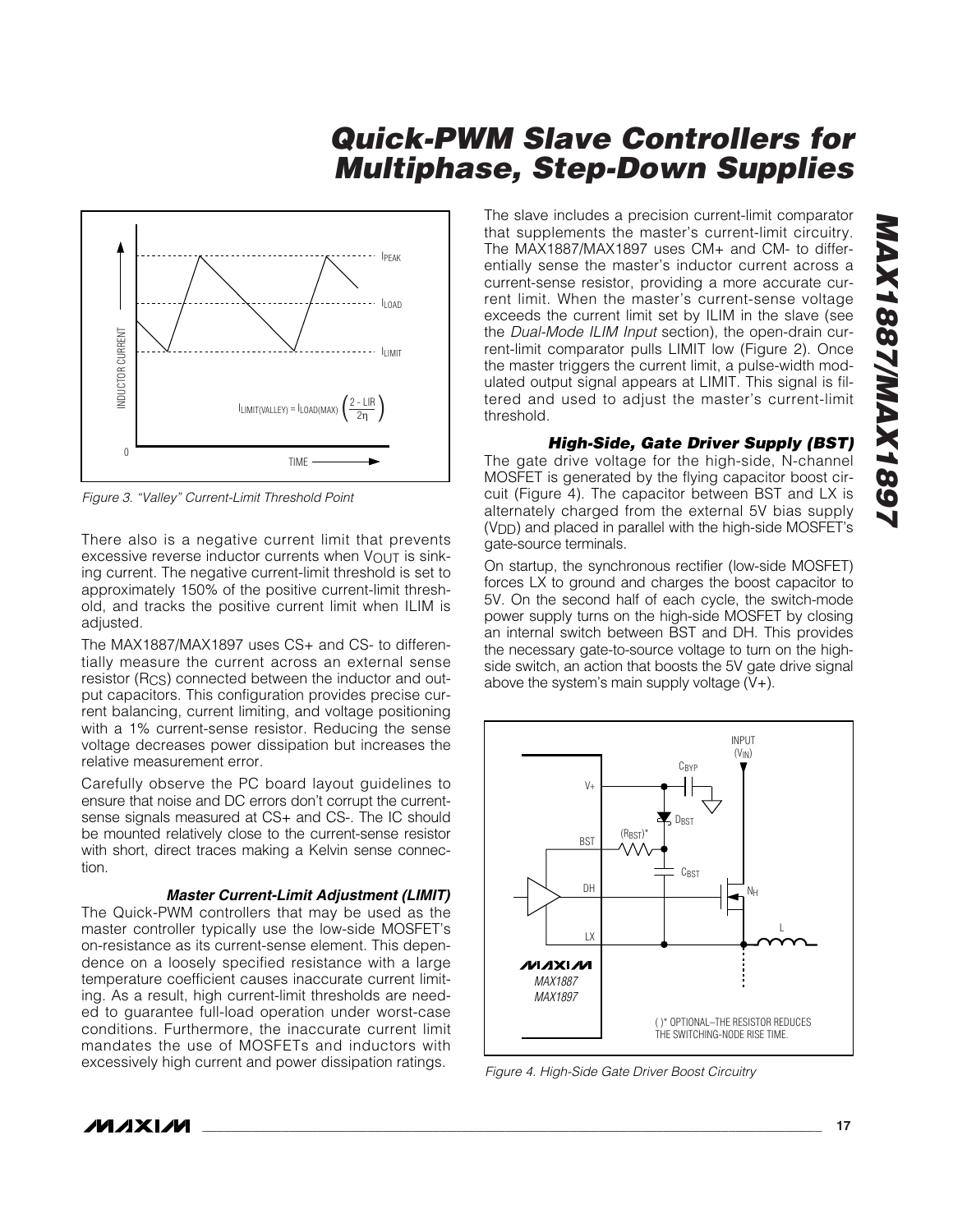Figure 3. "Valley" Current-Limit Threshold Point

There also is a negative current limit that prevents excessive reverse inductor currents when $V_{OUT}$ is sinking current. The negative current-limit threshold is set to approximately 150% of the positive current-limit threshold, and tracks the positive current limit when ILIM is adjusted.

The MAX1887/MAX1897 uses CS+ and CS- to differentially measure the current across an external sense resistor ($R_{CS}$) connected between the inductor and output capacitors. This configuration provides precise current balancing, current limiting, and voltage positioning with a 1% current-sense resistor. Reducing the sense voltage decreases power dissipation but increases the relative measurement error.

Carefully observe the PC board layout guidelines to ensure that noise and DC errors don't corrupt the current-sense signals measured at CS+ and CS-. The IC should be mounted relatively close to the current-sense resistor with short, direct traces making a Kelvin sense connection.

### Master Current-Limit Adjustment (LIMIT)

The Quick-PWM controllers that may be used as the master controller typically use the low-side MOSFET's on-resistance as its current-sense element. This dependence on a loosely specified resistance with a large temperature coefficient causes inaccurate current limiting. As a result, high current-limit thresholds are needed to guarantee full-load operation under worst-case conditions. Furthermore, the inaccurate current limit mandates the use of MOSFETs and inductors with excessively high current and power dissipation ratings.

The slave includes a precision current-limit comparator that supplements the master's current-limit circuitry. The MAX1887/MAX1897 uses CM+ and CM- to differentially sense the master's inductor current across a current-sense resistor, providing a more accurate current limit. When the master's current-sense voltage exceeds the current limit set by ILIM in the slave (see the *Dual-Mode ILIM Input* section), the open-drain current-limit comparator pulls LIMIT low (Figure 2). Once the master triggers the current limit, a pulse-width modulated output signal appears at LIMIT. This signal is filtered and used to adjust the master's current-limit threshold.

### High-Side, Gate Driver Supply (BST)

The gate drive voltage for the high-side, N-channel MOSFET is generated by the flying capacitor boost circuit (Figure 4). The capacitor between BST and LX is alternately charged from the external 5V bias supply ($V_{DD}$) and placed in parallel with the high-side MOSFET's gate-source terminals.

On startup, the synchronous rectifier (low-side MOSFET) forces LX to ground and charges the boost capacitor to 5V. On the second half of each cycle, the switch-mode power supply turns on the high-side MOSFET by closing an internal switch between BST and DH. This provides the necessary gate-to-source voltage to turn on the high-side switch, an action that boosts the 5V gate drive signal above the system's main supply voltage (V+).

Figure 4. High-Side Gate Driver Boost Circuitry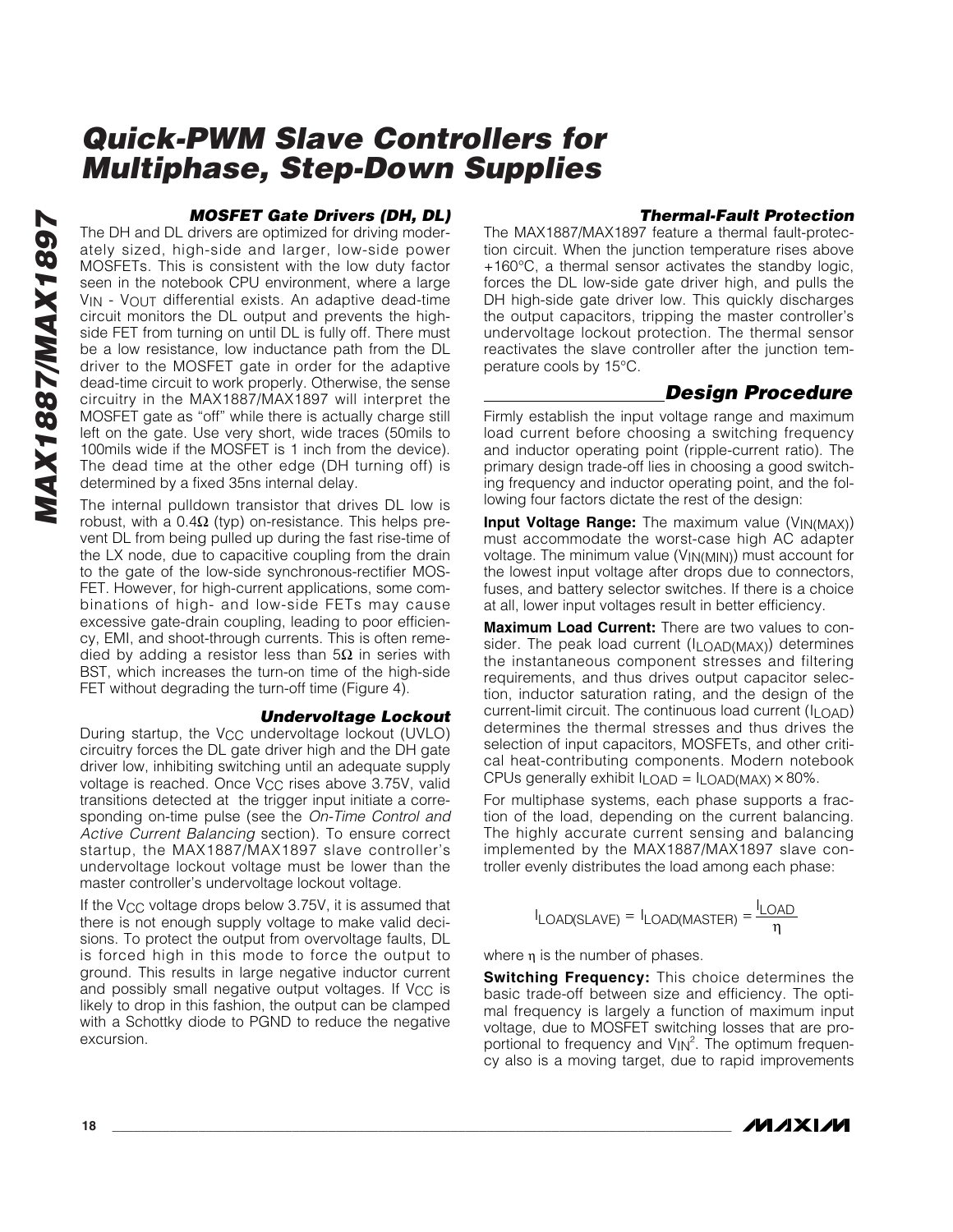### MOSFET Gate Drivers (DH, DL)

The DH and DL drivers are optimized for driving moderately sized, high-side and larger, low-side power MOSFETs. This is consistent with the low duty factor seen in the notebook CPU environment, where a large $V_{IN}$ - $V_{OUT}$ differential exists. An adaptive dead-time circuit monitors the DL output and prevents the high-side FET from turning on until DL is fully off. There must be a low resistance, low inductance path from the DL driver to the MOSFET gate in order for the adaptive dead-time circuit to work properly. Otherwise, the sense circuitry in the MAX1887/MAX1897 will interpret the MOSFET gate as "off" while there is actually charge still left on the gate. Use very short, wide traces (50mils to 100mils wide if the MOSFET is 1 inch from the device). The dead time at the other edge (DH turning off) is determined by a fixed 35ns internal delay.

The internal pulldown transistor that drives DL low is robust, with a 0.4Ω (typ) on-resistance. This helps prevent DL from being pulled up during the fast rise-time of the LX node, due to capacitive coupling from the drain to the gate of the low-side synchronous-rectifier MOSFET. However, for high-current applications, some combinations of high- and low-side FETs may cause excessive gate-drain coupling, leading to poor efficiency, EMI, and shoot-through currents. This is often remedied by adding a resistor less than 5Ω in series with BST, which increases the turn-on time of the high-side FET without degrading the turn-off time (Figure 4).

### Undervoltage Lockout

During startup, the $V_{CC}$ undervoltage lockout (UVLO) circuitry forces the DL gate driver high and the DH gate driver low, inhibiting switching until an adequate supply voltage is reached. Once $V_{CC}$ rises above 3.75V, valid transitions detected at the trigger input initiate a corresponding on-time pulse (see the *On-Time Control and Active Current Balancing* section). To ensure correct startup, the MAX1887/MAX1897 slave controller's undervoltage lockout voltage must be lower than the master controller's undervoltage lockout voltage.

If the $V_{CC}$ voltage drops below 3.75V, it is assumed that there is not enough supply voltage to make valid decisions. To protect the output from overvoltage faults, DL is forced high in this mode to force the output to ground. This results in large negative inductor current and possibly small negative output voltages. If $V_{CC}$ is likely to drop in this fashion, the output can be clamped with a Schottky diode to PGND to reduce the negative excursion.

### Thermal-Fault Protection

The MAX1887/MAX1897 feature a thermal fault-protection circuit. When the junction temperature rises above +160°C, a thermal sensor activates the standby logic, forces the DL low-side gate driver high, and pulls the DH high-side gate driver low. This quickly discharges the output capacitors, tripping the master controller's undervoltage lockout protection. The thermal sensor reactivates the slave controller after the junction temperature cools by 15°C.

## Design Procedure

Firmly establish the input voltage range and maximum load current before choosing a switching frequency and inductor operating point (ripple-current ratio). The primary design trade-off lies in choosing a good switching frequency and inductor operating point, and the following four factors dictate the rest of the design:

**Input Voltage Range:** The maximum value ($V_{IN(MAX)}$) must accommodate the worst-case high AC adapter voltage. The minimum value ($V_{IN(MIN)}$) must account for the lowest input voltage after drops due to connectors, fuses, and battery selector switches. If there is a choice at all, lower input voltages result in better efficiency.

**Maximum Load Current:** There are two values to consider. The peak load current ($I_{LOAD(MAX)}$) determines the instantaneous component stresses and filtering requirements, and thus drives output capacitor selection, inductor saturation rating, and the design of the current-limit circuit. The continuous load current ($I_{LOAD}$) determines the thermal stresses and thus drives the selection of input capacitors, MOSFETs, and other critical heat-contributing components. Modern notebook CPUs generally exhibit $I_{LOAD} = I_{LOAD(MAX)} \times 80\%$.

For multiphase systems, each phase supports a fraction of the load, depending on the current balancing. The highly accurate current sensing and balancing implemented by the MAX1887/MAX1897 slave controller evenly distributes the load among each phase:

$$I_{LOAD(SLAVE)} = I_{LOAD(MASTER)} = \frac{I_{LOAD}}{\eta}$$

where η is the number of phases.

**Switching Frequency:** This choice determines the basic trade-off between size and efficiency. The optimal frequency is largely a function of maximum input voltage, due to MOSFET switching losses that are proportional to frequency and $V_{IN}^2$. The optimum frequency also is a moving target, due to rapid improvements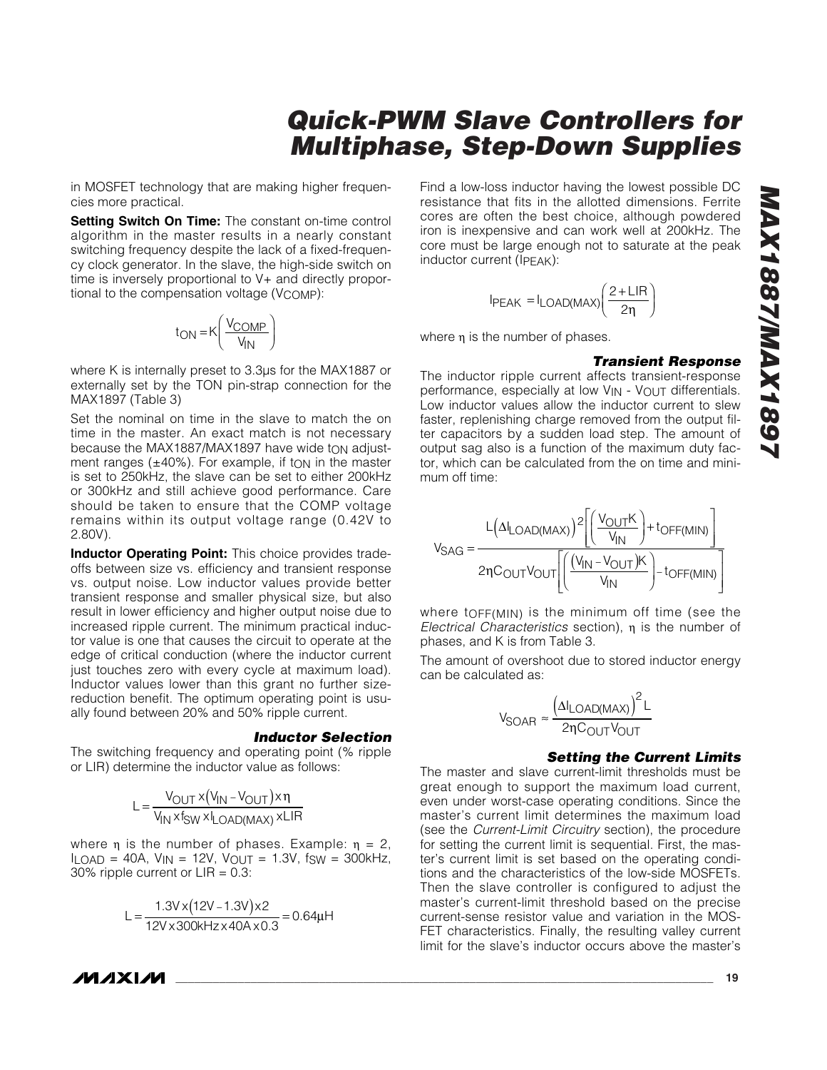in MOSFET technology that are making higher frequencies more practical.

**Setting Switch On Time:** The constant on-time control algorithm in the master results in a nearly constant switching frequency despite the lack of a fixed-frequency clock generator. In the slave, the high-side switch on time is inversely proportional to V+ and directly proportional to the compensation voltage ($V_{COMP}$):

$$t_{ON} = K\left(\frac{V_{COMP}}{V_{IN}}\right)$$

where K is internally preset to 3.3µs for the MAX1887 or externally set by the TON pin-strap connection for the MAX1897 (Table 3)

Set the nominal on time in the slave to match the on time in the master. An exact match is not necessary because the MAX1887/MAX1897 have wide $t_{ON}$ adjustment ranges (±40%). For example, if $t_{ON}$ in the master is set to 250kHz, the slave can be set to either 200kHz or 300kHz and still achieve good performance. Care should be taken to ensure that the COMP voltage remains within its output voltage range (0.42V to 2.80V).

**Inductor Operating Point:** This choice provides tradeoffs between size vs. efficiency and transient response vs. output noise. Low inductor values provide better transient response and smaller physical size, but also result in lower efficiency and higher output noise due to increased ripple current. The minimum practical inductor value is one that causes the circuit to operate at the edge of critical conduction (where the inductor current just touches zero with every cycle at maximum load). Inductor values lower than this grant no further size-reduction benefit. The optimum operating point is usually found between 20% and 50% ripple current.

### *Inductor Selection*

The switching frequency and operating point (% ripple or LIR) determine the inductor value as follows:

$$L = \frac{V_{OUT} \times (V_{IN} - V_{OUT}) \times \eta}{V_{IN} \times f_{SW} \times I_{LOAD(MAX)} \times LIR}$$

where η is the number of phases. Example: η = 2, $I_{LOAD}$ = 40A, $V_{IN}$ = 12V, $V_{OUT}$ = 1.3V, $f_{SW}$ = 300kHz, 30% ripple current or LIR = 0.3:

$$L = \frac{1.3V \times (12V - 1.3V) \times 2}{12V \times 300kHz \times 40A \times 0.3} = 0.64\mu H$$

Find a low-loss inductor having the lowest possible DC resistance that fits in the allotted dimensions. Ferrite cores are often the best choice, although powdered iron is inexpensive and can work well at 200kHz. The core must be large enough not to saturate at the peak inductor current ($I_{PEAK}$):

$$I_{PEAK} = I_{LOAD(MAX)}\left(\frac{2 + LIR}{2\eta}\right)$$

where η is the number of phases.

### *Transient Response*

The inductor ripple current affects transient-response performance, especially at low $V_{IN}$ - $V_{OUT}$ differentials. Low inductor values allow the inductor current to slew faster, replenishing charge removed from the output filter capacitors by a sudden load step. The amount of output sag also is a function of the maximum duty factor, which can be calculated from the on time and minimum off time:

$$V_{SAG} = \frac{L\left(\Delta I_{LOAD(MAX)}\right)^2\left[\left(\frac{V_{OUT}K}{V_{IN}}\right) + t_{OFF(MIN)}\right]}{2\eta C_{OUT}V_{OUT}\left[\left(\frac{(V_{IN} - V_{OUT})K}{V_{IN}}\right) - t_{OFF(MIN)}\right]}$$

where $t_{OFF(MIN)}$ is the minimum off time (see the *Electrical Characteristics* section), η is the number of phases, and K is from Table 3.

The amount of overshoot due to stored inductor energy can be calculated as:

$$V_{SOAR} \approx \frac{\left(\Delta I_{LOAD(MAX)}\right)^2 L}{2\eta C_{OUT}V_{OUT}}$$

### *Setting the Current Limits*

The master and slave current-limit thresholds must be great enough to support the maximum load current, even under worst-case operating conditions. Since the master's current limit determines the maximum load (see the *Current-Limit Circuitry* section), the procedure for setting the current limit is sequential. First, the master's current limit is set based on the operating conditions and the characteristics of the low-side MOSFETs. Then the slave controller is configured to adjust the master's current-limit threshold based on the precise current-sense resistor value and variation in the MOSFET characteristics. Finally, the resulting valley current limit for the slave's inductor occurs above the master's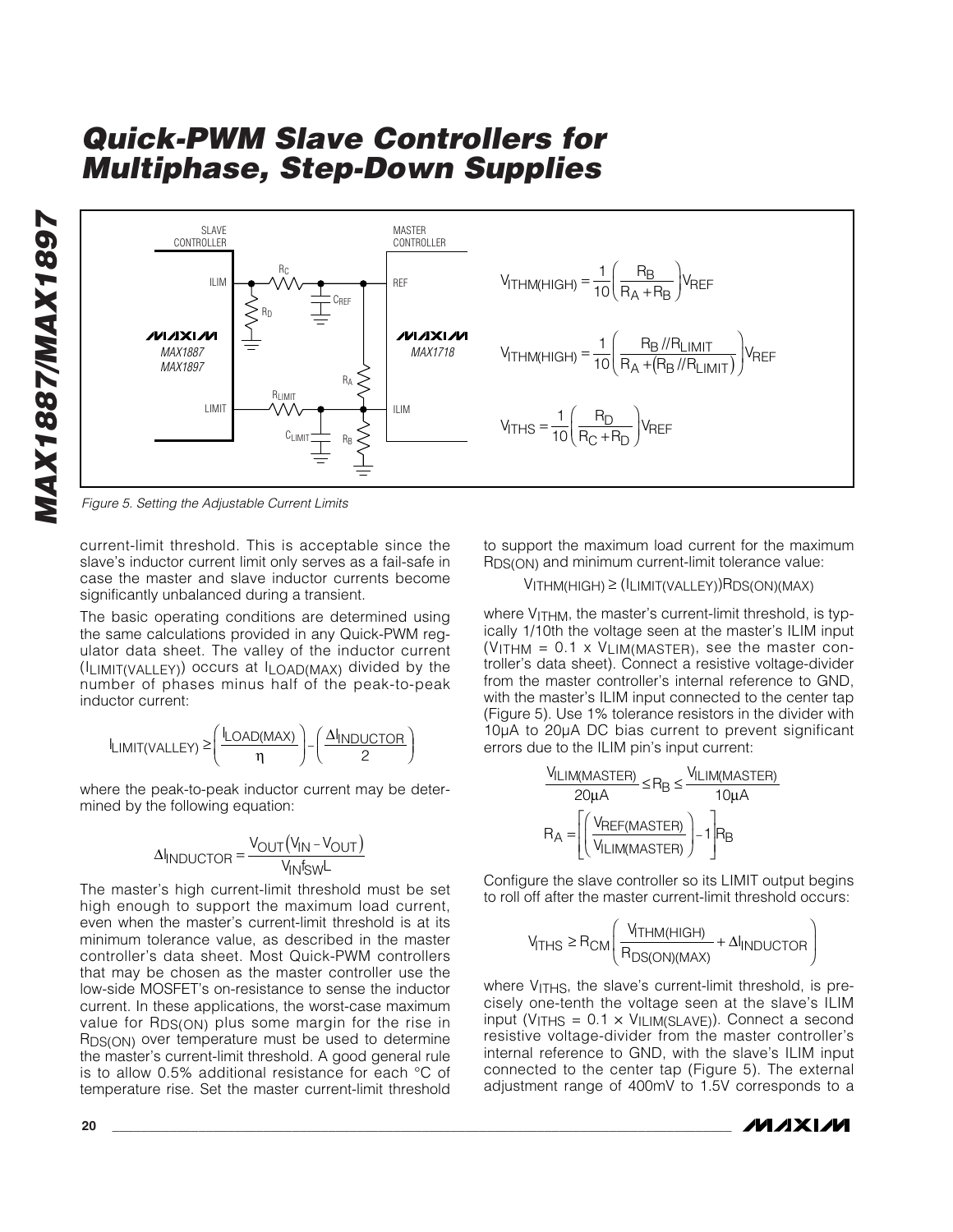$$V_{ITHM(HIGH)} = \frac{1}{10}\left(\frac{R_B}{R_A + R_B}\right)V_{REF}$$

$$V_{ITHM(HIGH)} = \frac{1}{10}\left(\frac{R_B // R_{LIMIT}}{R_A + (R_B // R_{LIMIT})}\right)V_{REF}$$

$$V_{ITHS} = \frac{1}{10}\left(\frac{R_D}{R_C + R_D}\right)V_{REF}$$

*Figure 5. Setting the Adjustable Current Limits*

current-limit threshold. This is acceptable since the slave's inductor current limit only serves as a fail-safe in case the master and slave inductor currents become significantly unbalanced during a transient.

The basic operating conditions are determined using the same calculations provided in any Quick-PWM regulator data sheet. The valley of the inductor current ($I_{LIMIT(VALLEY)}$) occurs at $I_{LOAD(MAX)}$ divided by the number of phases minus half of the peak-to-peak inductor current:

$$I_{LIMIT(VALLEY)} \geq \left(\frac{I_{LOAD(MAX)}}{\eta}\right) - \left(\frac{\Delta I_{INDUCTOR}}{2}\right)$$

where the peak-to-peak inductor current may be determined by the following equation:

$$\Delta I_{INDUCTOR} = \frac{V_{OUT}(V_{IN} - V_{OUT})}{V_{IN} f_{SW} L}$$

The master's high current-limit threshold must be set high enough to support the maximum load current, even when the master's current-limit threshold is at its minimum tolerance value, as described in the master controller's data sheet. Most Quick-PWM controllers that may be chosen as the master controller use the low-side MOSFET's on-resistance to sense the inductor current. In these applications, the worst-case maximum value for $R_{DS(ON)}$ plus some margin for the rise in $R_{DS(ON)}$ over temperature must be used to determine the master's current-limit threshold. A good general rule is to allow 0.5% additional resistance for each °C of temperature rise. Set the master current-limit threshold to support the maximum load current for the maximum $R_{DS(ON)}$ and minimum current-limit tolerance value:

$$V_{ITHM(HIGH)} \geq (I_{LIMIT(VALLEY)})R_{DS(ON)(MAX)}$$

where $V_{ITHM}$, the master's current-limit threshold, is typically 1/10th the voltage seen at the master's ILIM input ($V_{ITHM} = 0.1 \times V_{LIM(MASTER)}$, see the master controller's data sheet). Connect a resistive voltage-divider from the master controller's internal reference to GND, with the master's ILIM input connected to the center tap (Figure 5). Use 1% tolerance resistors in the divider with 10µA to 20µA DC bias current to prevent significant errors due to the ILIM pin's input current:

$$\frac{V_{ILIM(MASTER)}}{20\mu A} \leq R_B \leq \frac{V_{ILIM(MASTER)}}{10\mu A}$$

$$R_A = \left[\left(\frac{V_{REF(MASTER)}}{V_{ILIM(MASTER)}}\right) - 1\right]R_B$$

Configure the slave controller so its LIMIT output begins to roll off after the master current-limit threshold occurs:

$$V_{ITHS} \geq R_{CM}\left(\frac{V_{ITHM(HIGH)}}{R_{DS(ON)(MAX)}} + \Delta I_{INDUCTOR}\right)$$

where $V_{ITHS}$, the slave's current-limit threshold, is precisely one-tenth the voltage seen at the slave's ILIM input ($V_{ITHS} = 0.1 \times V_{ILIM(SLAVE)}$). Connect a second resistive voltage-divider from the master controller's internal reference to GND, with the slave's ILIM input connected to the center tap (Figure 5). The external adjustment range of 400mV to 1.5V corresponds to a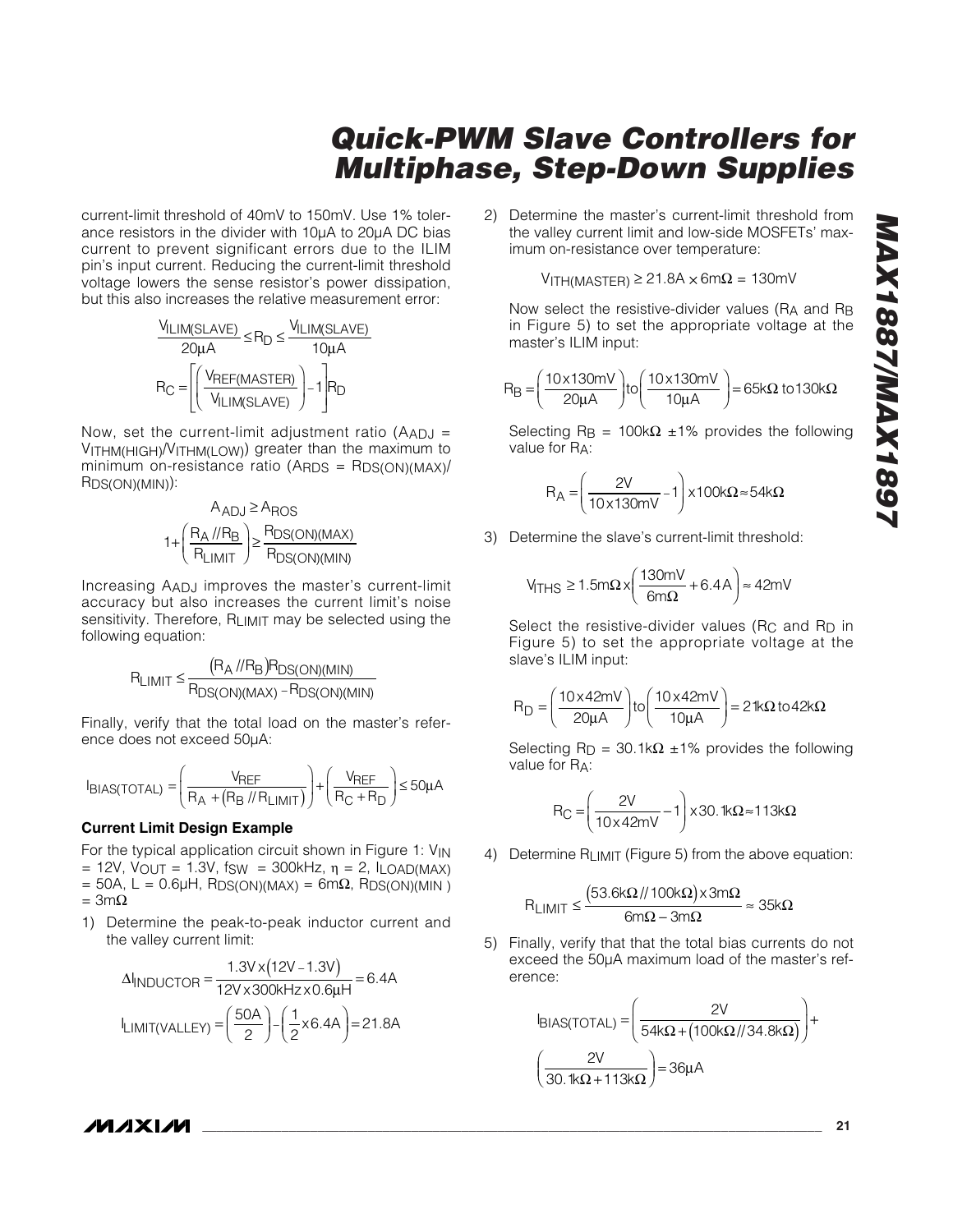current-limit threshold of 40mV to 150mV. Use 1% tolerance resistors in the divider with 10µA to 20µA DC bias current to prevent significant errors due to the ILIM pin's input current. Reducing the current-limit threshold voltage lowers the sense resistor's power dissipation, but this also increases the relative measurement error:

$$\frac{V_{ILIM(SLAVE)}}{20\mu A} \le R_D \le \frac{V_{ILIM(SLAVE)}}{10\mu A}$$

$$R_C = \left[\left(\frac{V_{REF(MASTER)}}{V_{ILIM(SLAVE)}}\right) - 1\right] R_D$$

Now, set the current-limit adjustment ratio ($A_{ADJ} = V_{ITHM(HIGH)}/V_{ITHM(LOW)}$) greater than the maximum to minimum on-resistance ratio ($A_{RDS} = R_{DS(ON)(MAX)}/R_{DS(ON)(MIN)}$):

$$A_{ADJ} \ge A_{ROS}$$

$$1 + \left(\frac{R_A // R_B}{R_{LIMIT}}\right) \ge \frac{R_{DS(ON)(MAX)}}{R_{DS(ON)(MIN)}}$$

Increasing $A_{ADJ}$ improves the master's current-limit accuracy but also increases the current limit's noise sensitivity. Therefore, $R_{LIMIT}$ may be selected using the following equation:

$$R_{LIMIT} \le \frac{(R_A // R_B) R_{DS(ON)(MIN)}}{R_{DS(ON)(MAX)} - R_{DS(ON)(MIN)}}$$

Finally, verify that the total load on the master's reference does not exceed 50µA:

$$I_{BIAS(TOTAL)} = \left(\frac{V_{REF}}{R_A + (R_B // R_{LIMIT})}\right) + \left(\frac{V_{REF}}{R_C + R_D}\right) \le 50\mu A$$

### Current Limit Design Example

For the typical application circuit shown in Figure 1: $V_{IN}$ = 12V, $V_{OUT}$ = 1.3V, $f_{SW}$ = 300kHz, $\eta$ = 2, $I_{LOAD(MAX)}$ = 50A, L = 0.6µH, $R_{DS(ON)(MAX)}$ = 6mΩ, $R_{DS(ON)(MIN)}$ = 3mΩ

1) Determine the peak-to-peak inductor current and the valley current limit:

$$\Delta I_{INDUCTOR} = \frac{1.3V \times (12V - 1.3V)}{12V \times 300kHz \times 0.6\mu H} = 6.4A$$

$$I_{LIMIT(VALLEY)} = \left(\frac{50A}{2}\right) - \left(\frac{1}{2} \times 6.4A\right) = 21.8A$$

2) Determine the master's current-limit threshold from the valley current limit and low-side MOSFETs' maximum on-resistance over temperature:

$$V_{ITH(MASTER)} \ge 21.8A \times 6m\Omega = 130mV$$

Now select the resistive-divider values ($R_A$ and $R_B$ in Figure 5) to set the appropriate voltage at the master's ILIM input:

$$R_B = \left(\frac{10 \times 130mV}{20\mu A}\right) \text{to} \left(\frac{10 \times 130mV}{10\mu A}\right) = 65k\Omega \text{ to } 130k\Omega$$

Selecting $R_B$ = 100kΩ ±1% provides the following value for $R_A$:

$$R_A = \left(\frac{2V}{10 \times 130mV} - 1\right) \times 100k\Omega \approx 54k\Omega$$

3) Determine the slave's current-limit threshold:

$$V_{ITHS} \ge 1.5m\Omega \times \left(\frac{130mV}{6m\Omega} + 6.4A\right) \approx 42mV$$

Select the resistive-divider values ($R_C$ and $R_D$ in Figure 5) to set the appropriate voltage at the slave's ILIM input:

$$R_D = \left(\frac{10 \times 42mV}{20\mu A}\right) \text{to} \left(\frac{10 \times 42mV}{10\mu A}\right) = 21k\Omega \text{ to } 42k\Omega$$

Selecting $R_D$ = 30.1kΩ ±1% provides the following value for $R_A$:

$$R_C = \left(\frac{2V}{10 \times 42mV} - 1\right) \times 30.1k\Omega \approx 113k\Omega$$

4) Determine $R_{LIMIT}$ (Figure 5) from the above equation:

$$R_{LIMIT} \le \frac{(53.6k\Omega // 100k\Omega) \times 3m\Omega}{6m\Omega - 3m\Omega} \approx 35k\Omega$$

5) Finally, verify that that the total bias currents do not exceed the 50µA maximum load of the master's reference:

$$I_{BIAS(TOTAL)} = \left(\frac{2V}{54k\Omega + (100k\Omega // 34.8k\Omega)}\right) + \left(\frac{2V}{30.1k\Omega + 113k\Omega}\right) = 36\mu A$$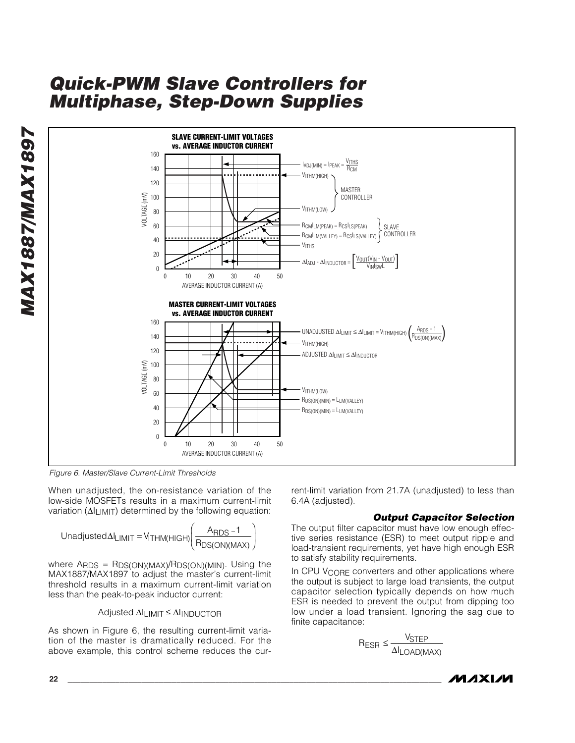## Quick-PWM Slave Controllers for Multiphase, Step-Down Supplies

Figure 6. Master/Slave Current-Limit Thresholds

When unadjusted, the on-resistance variation of the low-side MOSFETs results in a maximum current-limit variation ($\Delta I_{LIMIT}$) determined by the following equation:

$$\text{Unadjusted}\,\Delta I_{LIMIT} = V_{ITHM(HIGH)}\left(\frac{A_{RDS} - 1}{R_{DS(ON)(MAX)}}\right)$$

where $A_{RDS} = R_{DS(ON)(MAX)}/R_{DS(ON)(MIN)}$. Using the MAX1887/MAX1897 to adjust the master's current-limit threshold results in a maximum current-limit variation less than the peak-to-peak inductor current:

$$\text{Adjusted}\,\Delta I_{LIMIT} \leq \Delta I_{INDUCTOR}$$

As shown in Figure 6, the resulting current-limit variation of the master is dramatically reduced. For the above example, this control scheme reduces the current-limit variation from 21.7A (unadjusted) to less than 6.4A (adjusted).

### *Output Capacitor Selection*

The output filter capacitor must have low enough effective series resistance (ESR) to meet output ripple and load-transient requirements, yet have high enough ESR to satisfy stability requirements.

In CPU $V_{CORE}$ converters and other applications where the output is subject to large load transients, the output capacitor selection typically depends on how much ESR is needed to prevent the output from dipping too low under a load transient. Ignoring the sag due to finite capacitance:

$$R_{ESR} \leq \frac{V_{STEP}}{\Delta I_{LOAD(MAX)}}$$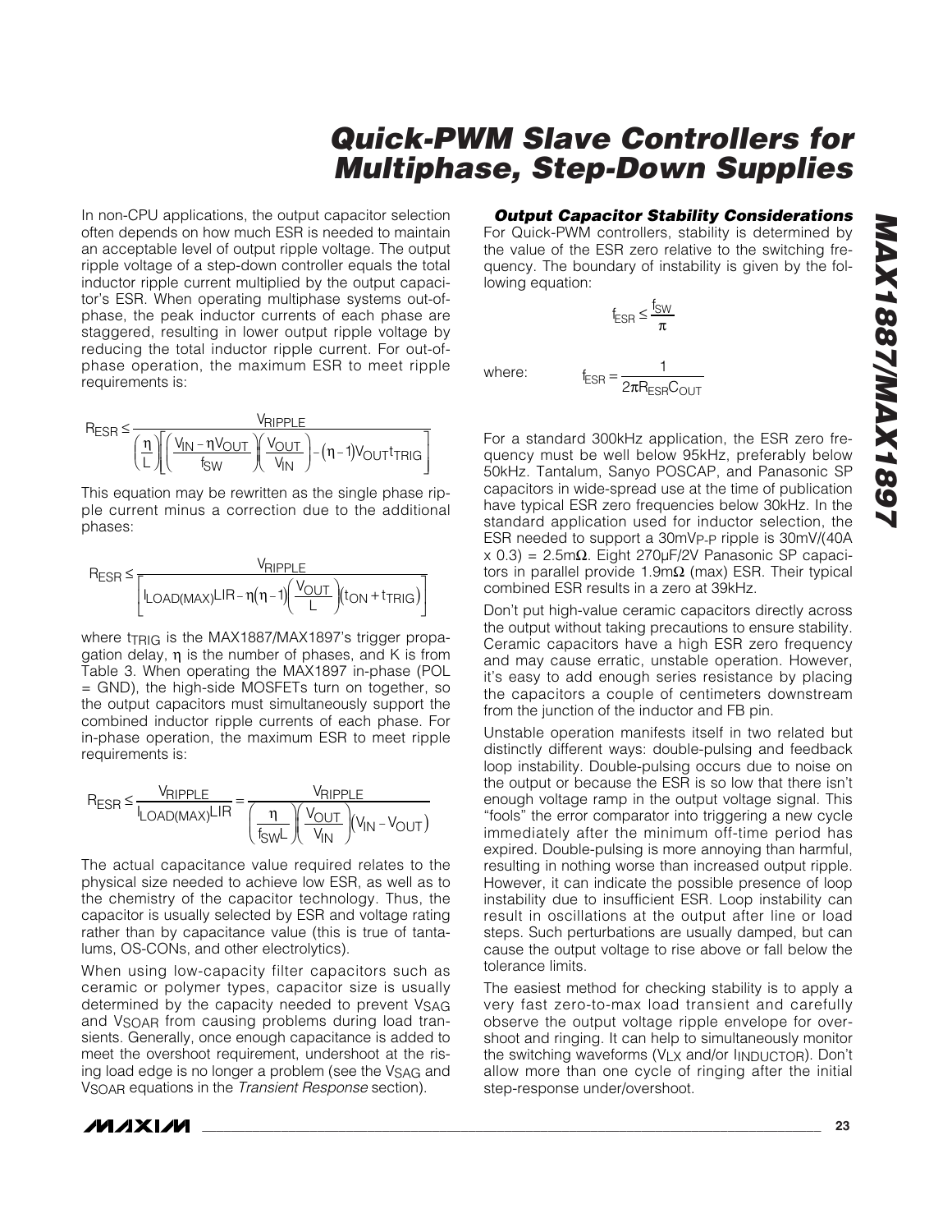In non-CPU applications, the output capacitor selection often depends on how much ESR is needed to maintain an acceptable level of output ripple voltage. The output ripple voltage of a step-down controller equals the total inductor ripple current multiplied by the output capacitor's ESR. When operating multiphase systems out-of-phase, the peak inductor currents of each phase are staggered, resulting in lower output ripple voltage by reducing the total inductor ripple current. For out-of-phase operation, the maximum ESR to meet ripple requirements is:

$$R_{ESR} \le \frac{V_{RIPPLE}}{\left(\frac{\eta}{L}\right)\left[\left(\frac{V_{IN} - \eta V_{OUT}}{f_{SW}}\right)\left(\frac{V_{OUT}}{V_{IN}}\right) - (\eta - 1)V_{OUT}t_{TRIG}\right]}$$

This equation may be rewritten as the single phase ripple current minus a correction due to the additional phases:

$$R_{ESR} \le \frac{V_{RIPPLE}}{\left[I_{LOAD(MAX)}LIR - \eta(\eta - 1)\left(\frac{V_{OUT}}{L}\right)(t_{ON} + t_{TRIG})\right]}$$

where $t_{TRIG}$ is the MAX1887/MAX1897's trigger propagation delay, $\eta$ is the number of phases, and K is from Table 3. When operating the MAX1897 in-phase (POL = GND), the high-side MOSFETs turn on together, so the output capacitors must simultaneously support the combined inductor ripple currents of each phase. For in-phase operation, the maximum ESR to meet ripple requirements is:

$$R_{ESR} \le \frac{V_{RIPPLE}}{I_{LOAD(MAX)}LIR} = \frac{V_{RIPPLE}}{\left(\frac{\eta}{f_{SW}L}\right)\left(\frac{V_{OUT}}{V_{IN}}\right)(V_{IN} - V_{OUT})}$$

The actual capacitance value required relates to the physical size needed to achieve low ESR, as well as to the chemistry of the capacitor technology. Thus, the capacitor is usually selected by ESR and voltage rating rather than by capacitance value (this is true of tantalums, OS-CONs, and other electrolytics).

When using low-capacity filter capacitors such as ceramic or polymer types, capacitor size is usually determined by the capacity needed to prevent $V_{SAG}$ and $V_{SOAR}$ from causing problems during load transients. Generally, once enough capacitance is added to meet the overshoot requirement, undershoot at the rising load edge is no longer a problem (see the $V_{SAG}$ and $V_{SOAR}$ equations in the *Transient Response* section).

### *Output Capacitor Stability Considerations*

For Quick-PWM controllers, stability is determined by the value of the ESR zero relative to the switching frequency. The boundary of instability is given by the following equation:

$$f_{ESR} \le \frac{f_{SW}}{\pi}$$

where:

$$f_{ESR} = \frac{1}{2\pi R_{ESR} C_{OUT}}$$

For a standard 300kHz application, the ESR zero frequency must be well below 95kHz, preferably below 50kHz. Tantalum, Sanyo POSCAP, and Panasonic SP capacitors in wide-spread use at the time of publication have typical ESR zero frequencies below 30kHz. In the standard application used for inductor selection, the ESR needed to support a $30mV_{P-P}$ ripple is 30mV/(40A x 0.3) = 2.5mΩ. Eight 270µF/2V Panasonic SP capacitors in parallel provide 1.9mΩ (max) ESR. Their typical combined ESR results in a zero at 39kHz.

Don't put high-value ceramic capacitors directly across the output without taking precautions to ensure stability. Ceramic capacitors have a high ESR zero frequency and may cause erratic, unstable operation. However, it's easy to add enough series resistance by placing the capacitors a couple of centimeters downstream from the junction of the inductor and FB pin.

Unstable operation manifests itself in two related but distinctly different ways: double-pulsing and feedback loop instability. Double-pulsing occurs due to noise on the output or because the ESR is so low that there isn't enough voltage ramp in the output voltage signal. This "fools" the error comparator into triggering a new cycle immediately after the minimum off-time period has expired. Double-pulsing is more annoying than harmful, resulting in nothing worse than increased output ripple. However, it can indicate the possible presence of loop instability due to insufficient ESR. Loop instability can result in oscillations at the output after line or load steps. Such perturbations are usually damped, but can cause the output voltage to rise above or fall below the tolerance limits.

The easiest method for checking stability is to apply a very fast zero-to-max load transient and carefully observe the output voltage ripple envelope for overshoot and ringing. It can help to simultaneously monitor the switching waveforms ($V_{LX}$ and/or $I_{INDUCTOR}$). Don't allow more than one cycle of ringing after the initial step-response under/overshoot.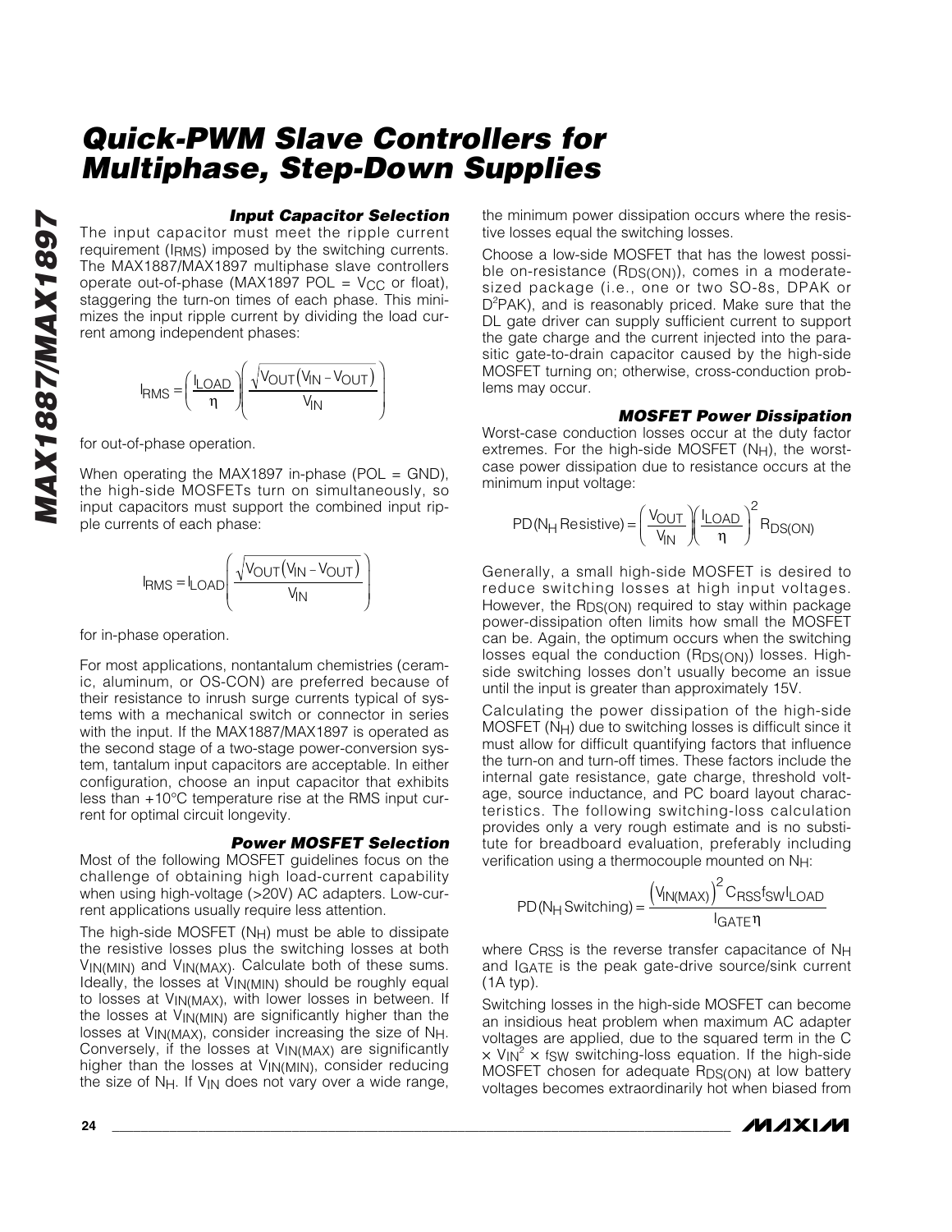### Input Capacitor Selection

The input capacitor must meet the ripple current requirement ($I_{RMS}$) imposed by the switching currents. The MAX1887/MAX1897 multiphase slave controllers operate out-of-phase (MAX1897 POL = $V_{CC}$ or float), staggering the turn-on times of each phase. This minimizes the input ripple current by dividing the load current among independent phases:

$$I_{RMS} = \left(\frac{I_{LOAD}}{\eta}\right)\left(\frac{\sqrt{V_{OUT}(V_{IN} - V_{OUT})}}{V_{IN}}\right)$$

for out-of-phase operation.

When operating the MAX1897 in-phase (POL = GND), the high-side MOSFETs turn on simultaneously, so input capacitors must support the combined input ripple currents of each phase:

$$I_{RMS} = I_{LOAD}\left(\frac{\sqrt{V_{OUT}(V_{IN} - V_{OUT})}}{V_{IN}}\right)$$

for in-phase operation.

For most applications, nontantalum chemistries (ceramic, aluminum, or OS-CON) are preferred because of their resistance to inrush surge currents typical of systems with a mechanical switch or connector in series with the input. If the MAX1887/MAX1897 is operated as the second stage of a two-stage power-conversion system, tantalum input capacitors are acceptable. In either configuration, choose an input capacitor that exhibits less than +10°C temperature rise at the RMS input current for optimal circuit longevity.

### Power MOSFET Selection

Most of the following MOSFET guidelines focus on the challenge of obtaining high load-current capability when using high-voltage (>20V) AC adapters. Low-current applications usually require less attention.

The high-side MOSFET ($N_H$) must be able to dissipate the resistive losses plus the switching losses at both $V_{IN(MIN)}$ and $V_{IN(MAX)}$. Calculate both of these sums. Ideally, the losses at $V_{IN(MIN)}$ should be roughly equal to losses at $V_{IN(MAX)}$, with lower losses in between. If the losses at $V_{IN(MIN)}$ are significantly higher than the losses at $V_{IN(MAX)}$, consider increasing the size of $N_H$. Conversely, if the losses at $V_{IN(MAX)}$ are significantly higher than the losses at $V_{IN(MIN)}$, consider reducing the size of $N_H$. If $V_{IN}$ does not vary over a wide range, the minimum power dissipation occurs where the resistive losses equal the switching losses.

Choose a low-side MOSFET that has the lowest possible on-resistance ($R_{DS(ON)}$), comes in a moderate-sized package (i.e., one or two SO-8s, DPAK or $D^2$PAK), and is reasonably priced. Make sure that the DL gate driver can supply sufficient current to support the gate charge and the current injected into the parasitic gate-to-drain capacitor caused by the high-side MOSFET turning on; otherwise, cross-conduction problems may occur.

### MOSFET Power Dissipation

Worst-case conduction losses occur at the duty factor extremes. For the high-side MOSFET ($N_H$), the worst-case power dissipation due to resistance occurs at the minimum input voltage:

$$PD(N_H\ Resistive) = \left(\frac{V_{OUT}}{V_{IN}}\right)\left(\frac{I_{LOAD}}{\eta}\right)^2 R_{DS(ON)}$$

Generally, a small high-side MOSFET is desired to reduce switching losses at high input voltages. However, the $R_{DS(ON)}$ required to stay within package power-dissipation often limits how small the MOSFET can be. Again, the optimum occurs when the switching losses equal the conduction ($R_{DS(ON)}$) losses. High-side switching losses don't usually become an issue until the input is greater than approximately 15V.

Calculating the power dissipation of the high-side MOSFET ($N_H$) due to switching losses is difficult since it must allow for difficult quantifying factors that influence the turn-on and turn-off times. These factors include the internal gate resistance, gate charge, threshold voltage, source inductance, and PC board layout characteristics. The following switching-loss calculation provides only a very rough estimate and is no substitute for breadboard evaluation, preferably including verification using a thermocouple mounted on $N_H$:

$$PD(N_H\ Switching) = \frac{\left(V_{IN(MAX)}\right)^2 C_{RSS} f_{SW} I_{LOAD}}{I_{GATE}\eta}$$

where $C_{RSS}$ is the reverse transfer capacitance of $N_H$ and $I_{GATE}$ is the peak gate-drive source/sink current (1A typ).

Switching losses in the high-side MOSFET can become an insidious heat problem when maximum AC adapter voltages are applied, due to the squared term in the $C \times V_{IN}^2 \times f_{SW}$ switching-loss equation. If the high-side MOSFET chosen for adequate $R_{DS(ON)}$ at low battery voltages becomes extraordinarily hot when biased from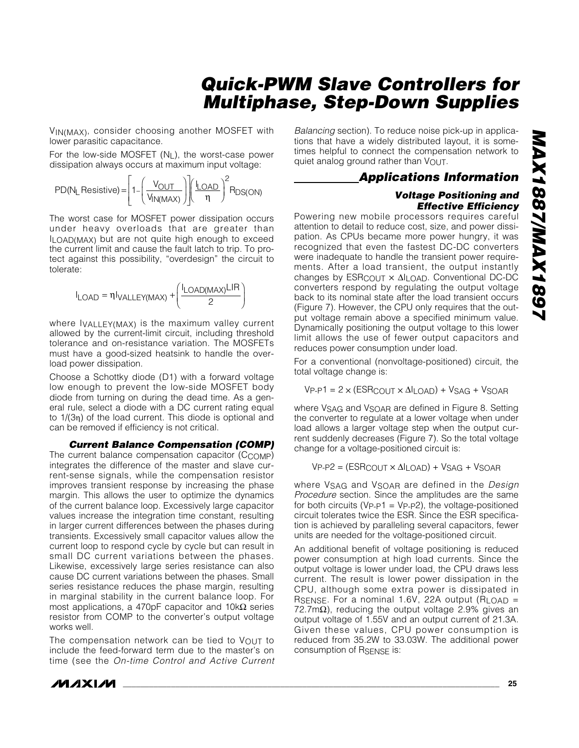$V_{IN(MAX)}$, consider choosing another MOSFET with lower parasitic capacitance.

For the low-side MOSFET ($N_L$), the worst-case power dissipation always occurs at maximum input voltage:

$$PD(N_L\ Resistive) = \left[1 - \left(\frac{V_{OUT}}{V_{IN(MAX)}}\right)\right]\left(\frac{I_{LOAD}}{\eta}\right)^2 R_{DS(ON)}$$

The worst case for MOSFET power dissipation occurs under heavy overloads that are greater than $I_{LOAD(MAX)}$ but are not quite high enough to exceed the current limit and cause the fault latch to trip. To protect against this possibility, "overdesign" the circuit to tolerate:

$$I_{LOAD} = \eta I_{VALLEY(MAX)} + \left(\frac{I_{LOAD(MAX)} LIR}{2}\right)$$

where $I_{VALLEY(MAX)}$ is the maximum valley current allowed by the current-limit circuit, including threshold tolerance and on-resistance variation. The MOSFETs must have a good-sized heatsink to handle the overload power dissipation.

Choose a Schottky diode (D1) with a forward voltage low enough to prevent the low-side MOSFET body diode from turning on during the dead time. As a general rule, select a diode with a DC current rating equal to $1/(3\eta)$ of the load current. This diode is optional and can be removed if efficiency is not critical.

### *Current Balance Compensation (COMP)*

The current balance compensation capacitor ($C_{COMP}$) integrates the difference of the master and slave current-sense signals, while the compensation resistor improves transient response by increasing the phase margin. This allows the user to optimize the dynamics of the current balance loop. Excessively large capacitor values increase the integration time constant, resulting in larger current differences between the phases during transients. Excessively small capacitor values allow the current loop to respond cycle by cycle but can result in small DC current variations between the phases. Likewise, excessively large series resistance can also cause DC current variations between the phases. Small series resistance reduces the phase margin, resulting in marginal stability in the current balance loop. For most applications, a 470pF capacitor and 10kΩ series resistor from COMP to the converter's output voltage works well.

The compensation network can be tied to $V_{OUT}$ to include the feed-forward term due to the master's on time (see the *On-time Control and Active Current Balancing* section). To reduce noise pick-up in applications that have a widely distributed layout, it is sometimes helpful to connect the compensation network to quiet analog ground rather than $V_{OUT}$.

## *Applications Information*

### *Voltage Positioning and Effective Efficiency*

Powering new mobile processors requires careful attention to detail to reduce cost, size, and power dissipation. As CPUs became more power hungry, it was recognized that even the fastest DC-DC converters were inadequate to handle the transient power requirements. After a load transient, the output instantly changes by $ESR_{COUT} \times \Delta I_{LOAD}$. Conventional DC-DC converters respond by regulating the output voltage back to its nominal state after the load transient occurs (Figure 7). However, the CPU only requires that the output voltage remain above a specified minimum value. Dynamically positioning the output voltage to this lower limit allows the use of fewer output capacitors and reduces power consumption under load.

For a conventional (nonvoltage-positioned) circuit, the total voltage change is:

$$V_{P\text{-}P1} = 2 \times (ESR_{COUT} \times \Delta I_{LOAD}) + V_{SAG} + V_{SOAR}$$

where $V_{SAG}$ and $V_{SOAR}$ are defined in Figure 8. Setting the converter to regulate at a lower voltage when under load allows a larger voltage step when the output current suddenly decreases (Figure 7). So the total voltage change for a voltage-positioned circuit is:

$$V_{P\text{-}P2} = (ESR_{COUT} \times \Delta I_{LOAD}) + V_{SAG} + V_{SOAR}$$

where $V_{SAG}$ and $V_{SOAR}$ are defined in the *Design Procedure* section. Since the amplitudes are the same for both circuits ($V_{P\text{-}P1} = V_{P\text{-}P2}$), the voltage-positioned circuit tolerates twice the ESR. Since the ESR specification is achieved by paralleling several capacitors, fewer units are needed for the voltage-positioned circuit.

An additional benefit of voltage positioning is reduced power consumption at high load currents. Since the output voltage is lower under load, the CPU draws less current. The result is lower power dissipation in the CPU, although some extra power is dissipated in $R_{SENSE}$. For a nominal 1.6V, 22A output ($R_{LOAD}$ = 72.7mΩ), reducing the output voltage 2.9% gives an output voltage of 1.55V and an output current of 21.3A. Given these values, CPU power consumption is reduced from 35.2W to 33.03W. The additional power consumption of $R_{SENSE}$ is: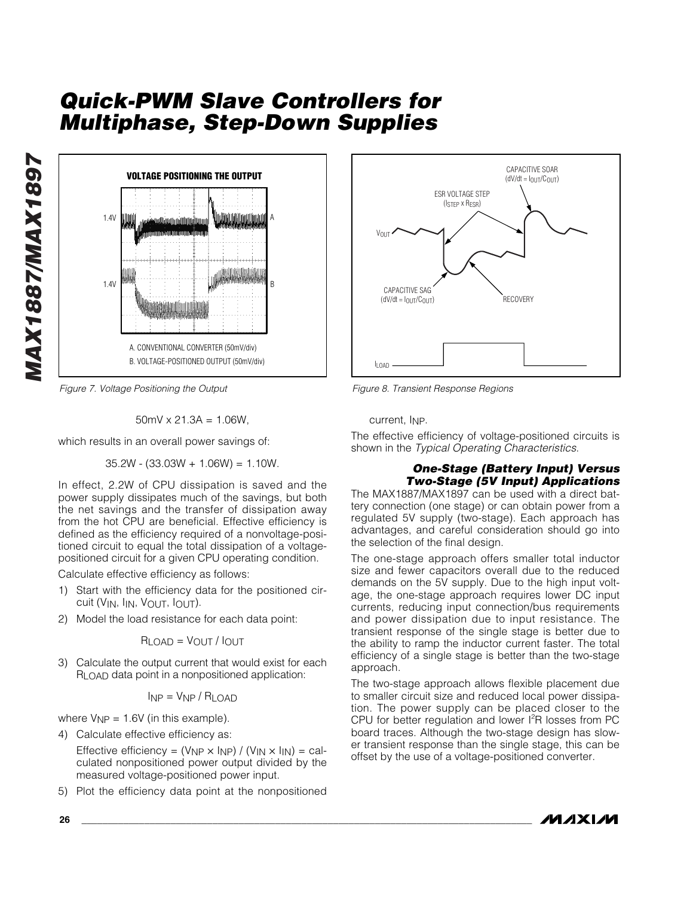Figure 7. Voltage Positioning the Output

Figure 8. Transient Response Regions

$$50mV \times 21.3A = 1.06W,$$

which results in an overall power savings of:

$$35.2W - (33.03W + 1.06W) = 1.10W.$$

In effect, 2.2W of CPU dissipation is saved and the power supply dissipates much of the savings, but both the net savings and the transfer of dissipation away from the hot CPU are beneficial. Effective efficiency is defined as the efficiency required of a nonvoltage-positioned circuit to equal the total dissipation of a voltage-positioned circuit for a given CPU operating condition.

Calculate effective efficiency as follows:

1) Start with the efficiency data for the positioned circuit ($V_{IN}$, $I_{IN}$, $V_{OUT}$, $I_{OUT}$).

2) Model the load resistance for each data point:

$$R_{LOAD} = V_{OUT} / I_{OUT}$$

3) Calculate the output current that would exist for each $R_{LOAD}$ data point in a nonpositioned application:

$$I_{NP} = V_{NP} / R_{LOAD}$$

where $V_{NP}$ = 1.6V (in this example).

4) Calculate effective efficiency as:

   Effective efficiency = $(V_{NP} \times I_{NP}) / (V_{IN} \times I_{IN})$ = calculated nonpositioned power output divided by the measured voltage-positioned power input.

5) Plot the efficiency data point at the nonpositioned current, $I_{NP}$.

The effective efficiency of voltage-positioned circuits is shown in the *Typical Operating Characteristics*.

### One-Stage (Battery Input) Versus Two-Stage (5V Input) Applications

The MAX1887/MAX1897 can be used with a direct battery connection (one stage) or can obtain power from a regulated 5V supply (two-stage). Each approach has advantages, and careful consideration should go into the selection of the final design.

The one-stage approach offers smaller total inductor size and fewer capacitors overall due to the reduced demands on the 5V supply. Due to the high input voltage, the one-stage approach requires lower DC input currents, reducing input connection/bus requirements and power dissipation due to input resistance. The transient response of the single stage is better due to the ability to ramp the inductor current faster. The total efficiency of a single stage is better than the two-stage approach.

The two-stage approach allows flexible placement due to smaller circuit size and reduced local power dissipation. The power supply can be placed closer to the CPU for better regulation and lower $I^2R$ losses from PC board traces. Although the two-stage design has slower transient response than the single stage, this can be offset by the use of a voltage-positioned converter.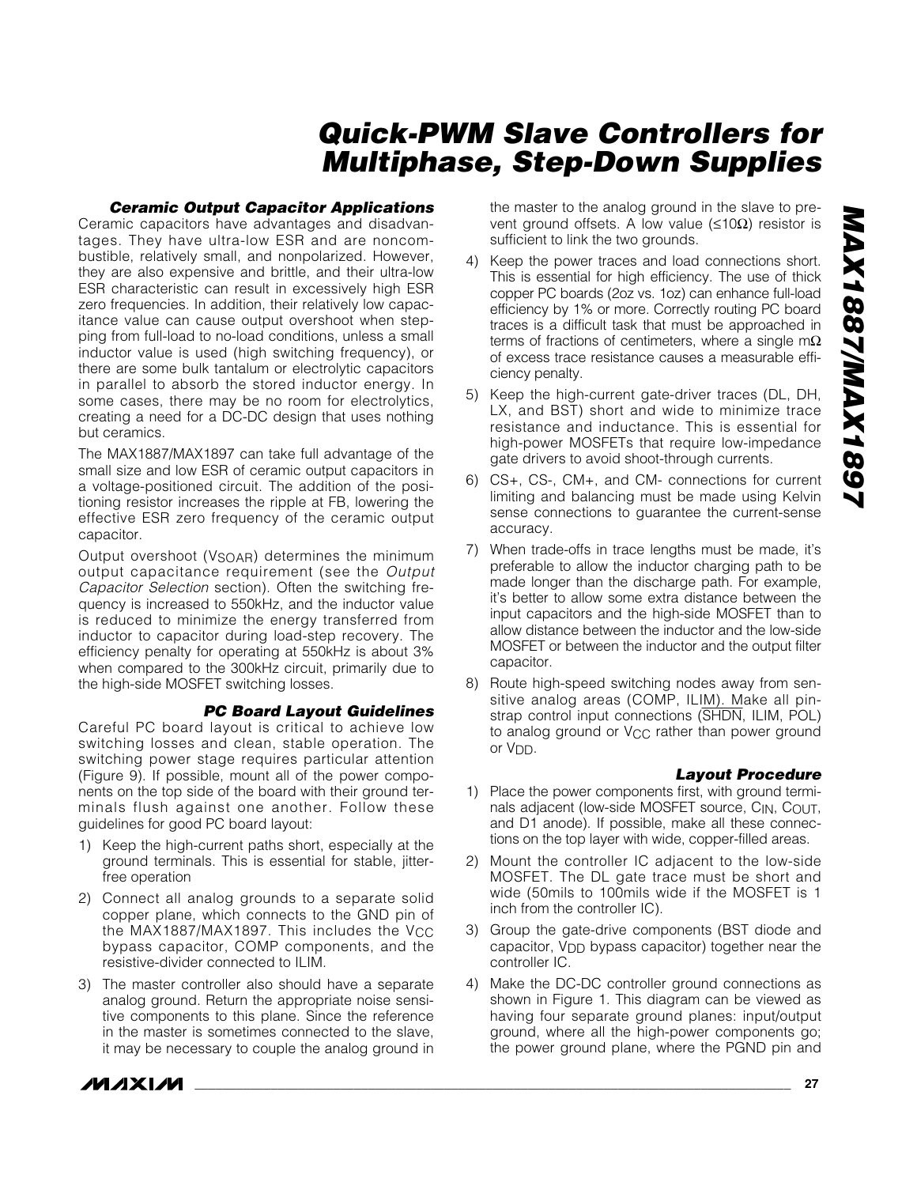### Ceramic Output Capacitor Applications

Ceramic capacitors have advantages and disadvantages. They have ultra-low ESR and are noncombustible, relatively small, and nonpolarized. However, they are also expensive and brittle, and their ultra-low ESR characteristic can result in excessively high ESR zero frequencies. In addition, their relatively low capacitance value can cause output overshoot when stepping from full-load to no-load conditions, unless a small inductor value is used (high switching frequency), or there are some bulk tantalum or electrolytic capacitors in parallel to absorb the stored inductor energy. In some cases, there may be no room for electrolytics, creating a need for a DC-DC design that uses nothing but ceramics.

The MAX1887/MAX1897 can take full advantage of the small size and low ESR of ceramic output capacitors in a voltage-positioned circuit. The addition of the positioning resistor increases the ripple at FB, lowering the effective ESR zero frequency of the ceramic output capacitor.

Output overshoot ($V_{SOAR}$) determines the minimum output capacitance requirement (see the *Output Capacitor Selection* section). Often the switching frequency is increased to 550kHz, and the inductor value is reduced to minimize the energy transferred from inductor to capacitor during load-step recovery. The efficiency penalty for operating at 550kHz is about 3% when compared to the 300kHz circuit, primarily due to the high-side MOSFET switching losses.

### PC Board Layout Guidelines

Careful PC board layout is critical to achieve low switching losses and clean, stable operation. The switching power stage requires particular attention (Figure 9). If possible, mount all of the power components on the top side of the board with their ground terminals flush against one another. Follow these guidelines for good PC board layout:

1) Keep the high-current paths short, especially at the ground terminals. This is essential for stable, jitter-free operation
2) Connect all analog grounds to a separate solid copper plane, which connects to the GND pin of the MAX1887/MAX1897. This includes the $V_{CC}$ bypass capacitor, COMP components, and the resistive-divider connected to ILIM.
3) The master controller also should have a separate analog ground. Return the appropriate noise sensitive components to this plane. Since the reference in the master is sometimes connected to the slave, it may be necessary to couple the analog ground in the master to the analog ground in the slave to prevent ground offsets. A low value (≤10Ω) resistor is sufficient to link the two grounds.
4) Keep the power traces and load connections short. This is essential for high efficiency. The use of thick copper PC boards (2oz vs. 1oz) can enhance full-load efficiency by 1% or more. Correctly routing PC board traces is a difficult task that must be approached in terms of fractions of centimeters, where a single mΩ of excess trace resistance causes a measurable efficiency penalty.
5) Keep the high-current gate-driver traces (DL, DH, LX, and BST) short and wide to minimize trace resistance and inductance. This is essential for high-power MOSFETs that require low-impedance gate drivers to avoid shoot-through currents.
6) CS+, CS-, CM+, and CM- connections for current limiting and balancing must be made using Kelvin sense connections to guarantee the current-sense accuracy.
7) When trade-offs in trace lengths must be made, it's preferable to allow the inductor charging path to be made longer than the discharge path. For example, it's better to allow some extra distance between the input capacitors and the high-side MOSFET than to allow distance between the inductor and the low-side MOSFET or between the inductor and the output filter capacitor.
8) Route high-speed switching nodes away from sensitive analog areas (COMP, ILIM). Make all pin-strap control input connections ($\overline{SHDN}$, ILIM, POL) to analog ground or $V_{CC}$ rather than power ground or $V_{DD}$.

### Layout Procedure

1) Place the power components first, with ground terminals adjacent (low-side MOSFET source, $C_{IN}$, $C_{OUT}$, and D1 anode). If possible, make all these connections on the top layer with wide, copper-filled areas.
2) Mount the controller IC adjacent to the low-side MOSFET. The DL gate trace must be short and wide (50mils to 100mils wide if the MOSFET is 1 inch from the controller IC).
3) Group the gate-drive components (BST diode and capacitor, $V_{DD}$ bypass capacitor) together near the controller IC.
4) Make the DC-DC controller ground connections as shown in Figure 1. This diagram can be viewed as having four separate ground planes: input/output ground, where all the high-power components go; the power ground plane, where the PGND pin and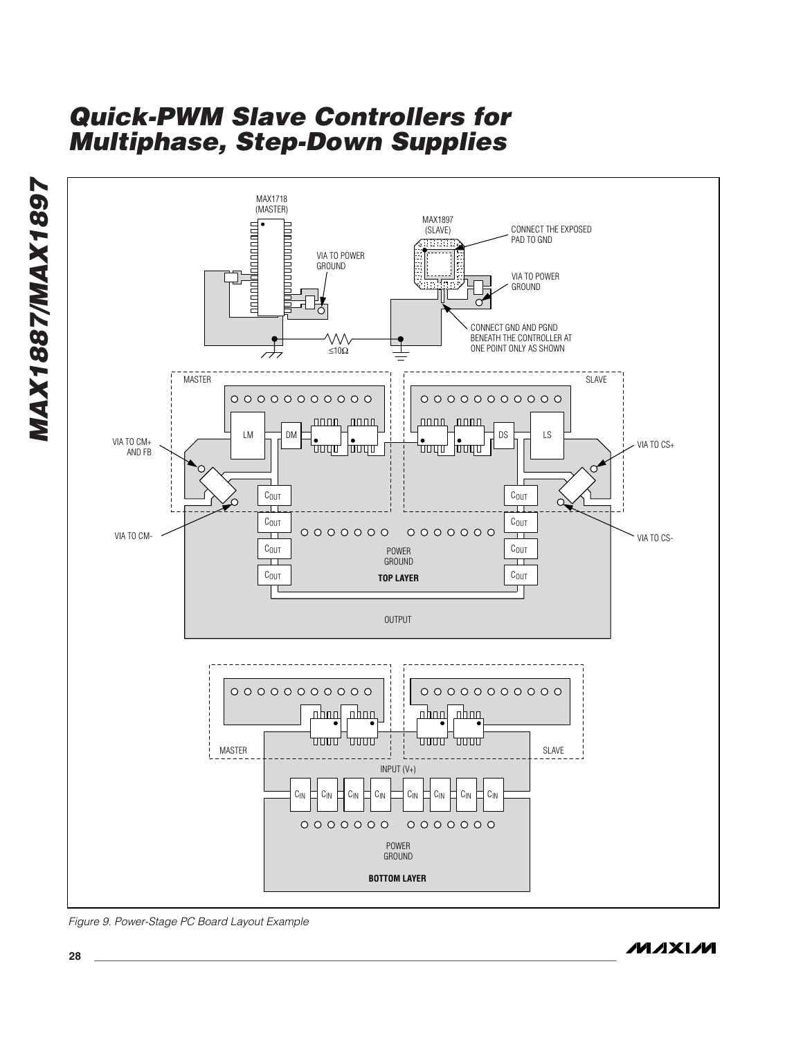Figure 9. Power-Stage PC Board Layout Example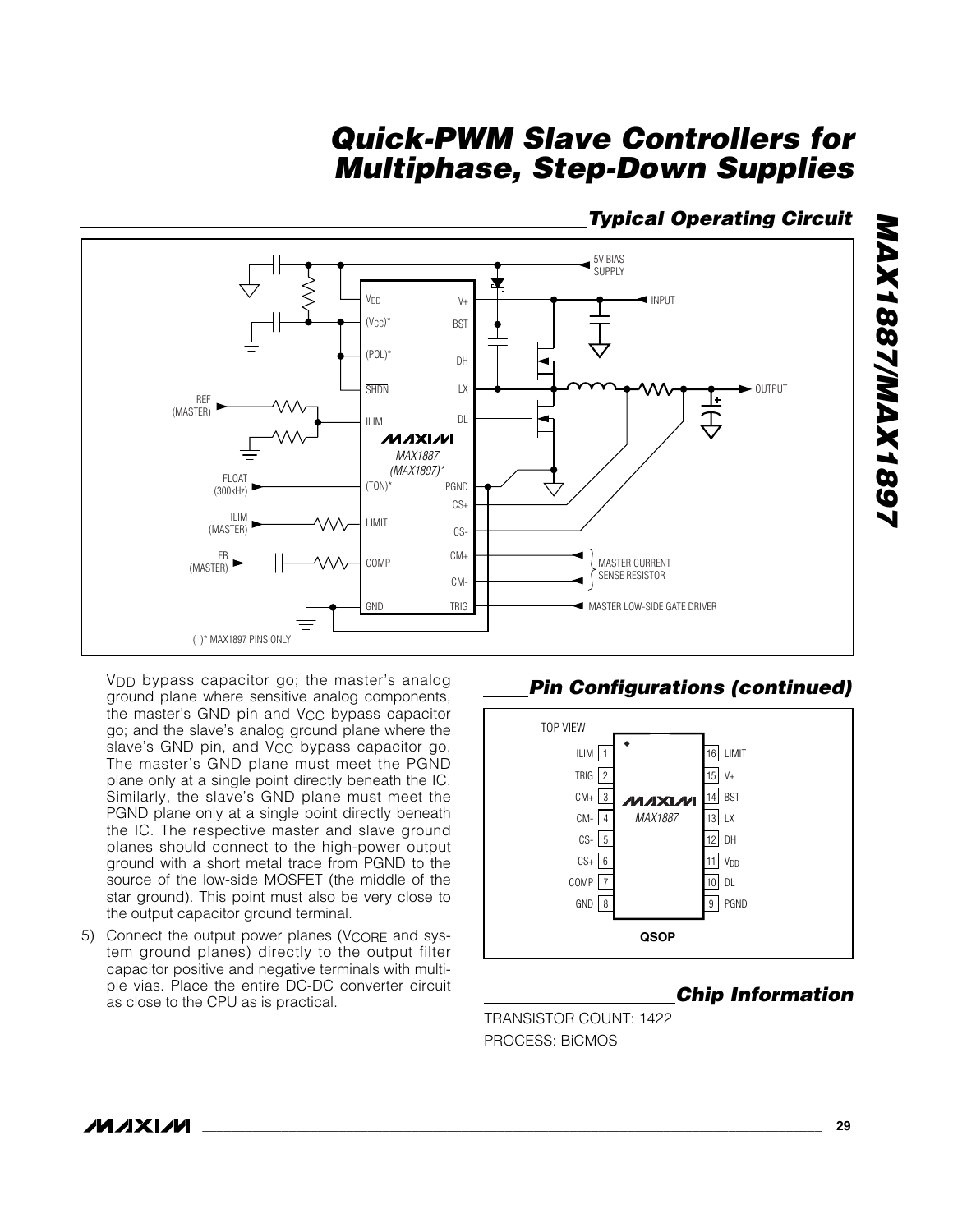## Typical Operating Circuit

( )* MAX1897 PINS ONLY

$V_{DD}$ bypass capacitor go; the master's analog ground plane where sensitive analog components, the master's GND pin and $V_{CC}$ bypass capacitor go; and the slave's analog ground plane where the slave's GND pin, and $V_{CC}$ bypass capacitor go. The master's GND plane must meet the PGND plane only at a single point directly beneath the IC. Similarly, the slave's GND plane must meet the PGND plane only at a single point directly beneath the IC. The respective master and slave ground planes should connect to the high-power output ground with a short metal trace from PGND to the source of the low-side MOSFET (the middle of the star ground). This point must also be very close to the output capacitor ground terminal.

5) Connect the output power planes ($V_{CORE}$ and system ground planes) directly to the output filter capacitor positive and negative terminals with multiple vias. Place the entire DC-DC converter circuit as close to the CPU as is practical.

## Pin Configurations (continued)

TOP VIEW

| Pin | Name | Pin | Name |
|---|---|---|---|
| 1 | ILIM | 16 | LIMIT |
| 2 | TRIG | 15 | V+ |
| 3 | CM+ | 14 | BST |
| 4 | CM- | 13 | LX |
| 5 | CS- | 12 | DH |
| 6 | CS+ | 11 | $V_{DD}$ |
| 7 | COMP | 10 | DL |
| 8 | GND | 9 | PGND |

MAX1887 — QSOP

## Chip Information

TRANSISTOR COUNT: 1422

PROCESS: BiCMOS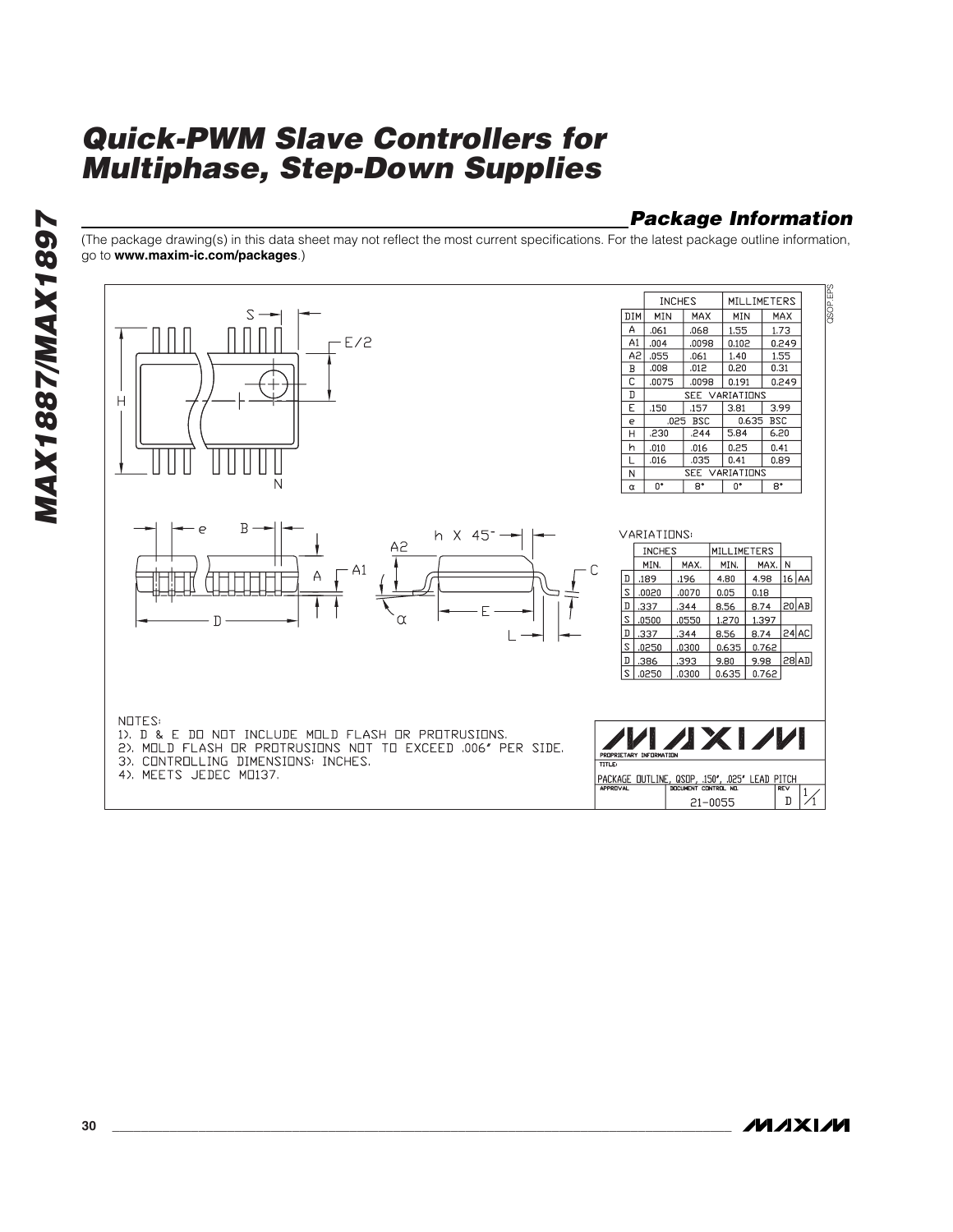## Package Information

(The package drawing(s) in this data sheet may not reflect the most current specifications. For the latest package outline information, go to **www.maxim-ic.com/packages**.)

| DIM | INCHES MIN | INCHES MAX | MILLIMETERS MIN | MILLIMETERS MAX |
|---|---|---|---|---|
| A | .061 | .068 | 1.55 | 1.73 |
| A1 | .004 | .0098 | 0.102 | 0.249 |
| A2 | .055 | .061 | 1.40 | 1.55 |
| B | .008 | .012 | 0.20 | 0.31 |
| C | .0075 | .0098 | 0.191 | 0.249 |
| D | SEE VARIATIONS | | | |
| E | .150 | .157 | 3.81 | 3.99 |
| e | .025 BSC | | 0.635 BSC | |
| H | .230 | .244 | 5.84 | 6.20 |
| h | .010 | .016 | 0.25 | 0.41 |
| L | .016 | .035 | 0.41 | 0.89 |
| N | SEE VARIATIONS | | | |
| α | 0° | 8° | 0° | 8° |

VARIATIONS:

| | INCHES MIN. | INCHES MAX. | MILLIMETERS MIN. | MILLIMETERS MAX. | N | |
|---|---|---|---|---|---|---|
| D | .189 | .196 | 4.80 | 4.98 | 16 | AA |
| S | .0020 | .0070 | 0.05 | 0.18 | | |
| D | .337 | .344 | 8.56 | 8.74 | 20 | AB |
| S | .0500 | .0550 | 1.270 | 1.397 | | |
| D | .337 | .344 | 8.56 | 8.74 | 24 | AC |
| S | .0250 | .0300 | 0.635 | 0.762 | | |
| D | .386 | .393 | 9.80 | 9.98 | 28 | AD |
| S | .0250 | .0300 | 0.635 | 0.762 | | |

NOTES:
1). D & E DO NOT INCLUDE MOLD FLASH OR PROTRUSIONS.
2). MOLD FLASH OR PROTRUSIONS NOT TO EXCEED .006" PER SIDE.
3). CONTROLLING DIMENSIONS: INCHES.
4). MEETS JEDEC MO137.

MAXIM PROPRIETARY INFORMATION
TITLE: PACKAGE OUTLINE, QSOP, .150", .025" LEAD PITCH
APPROVAL | DOCUMENT CONTROL NO. 21-0055 | REV D | 1/1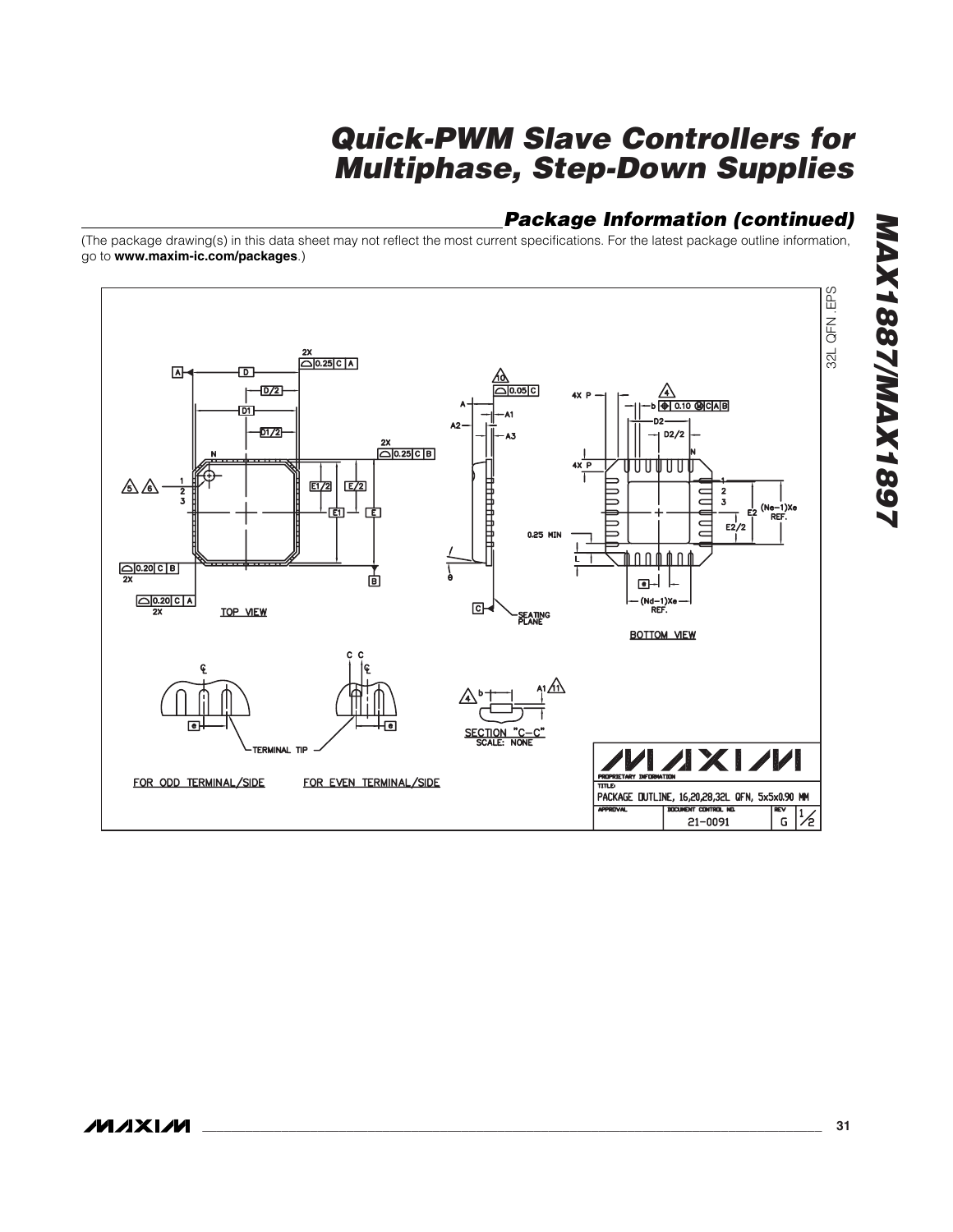## Package Information (continued)

(The package drawing(s) in this data sheet may not reflect the most current specifications. For the latest package outline information, go to **www.maxim-ic.com/packages**.)

32L QFN.EPS

TOP VIEW

BOTTOM VIEW

SECTION "C–C"
SCALE: NONE

FOR ODD TERMINAL/SIDE

FOR EVEN TERMINAL/SIDE

TERMINAL TIP

SEATING PLANE

PROPRIETARY INFORMATION

TITLE: PACKAGE OUTLINE, 16,20,28,32L QFN, 5x5x0.90 MM

APPROVAL | DOCUMENT CONTROL NO. 21-0091 | REV G | 1/2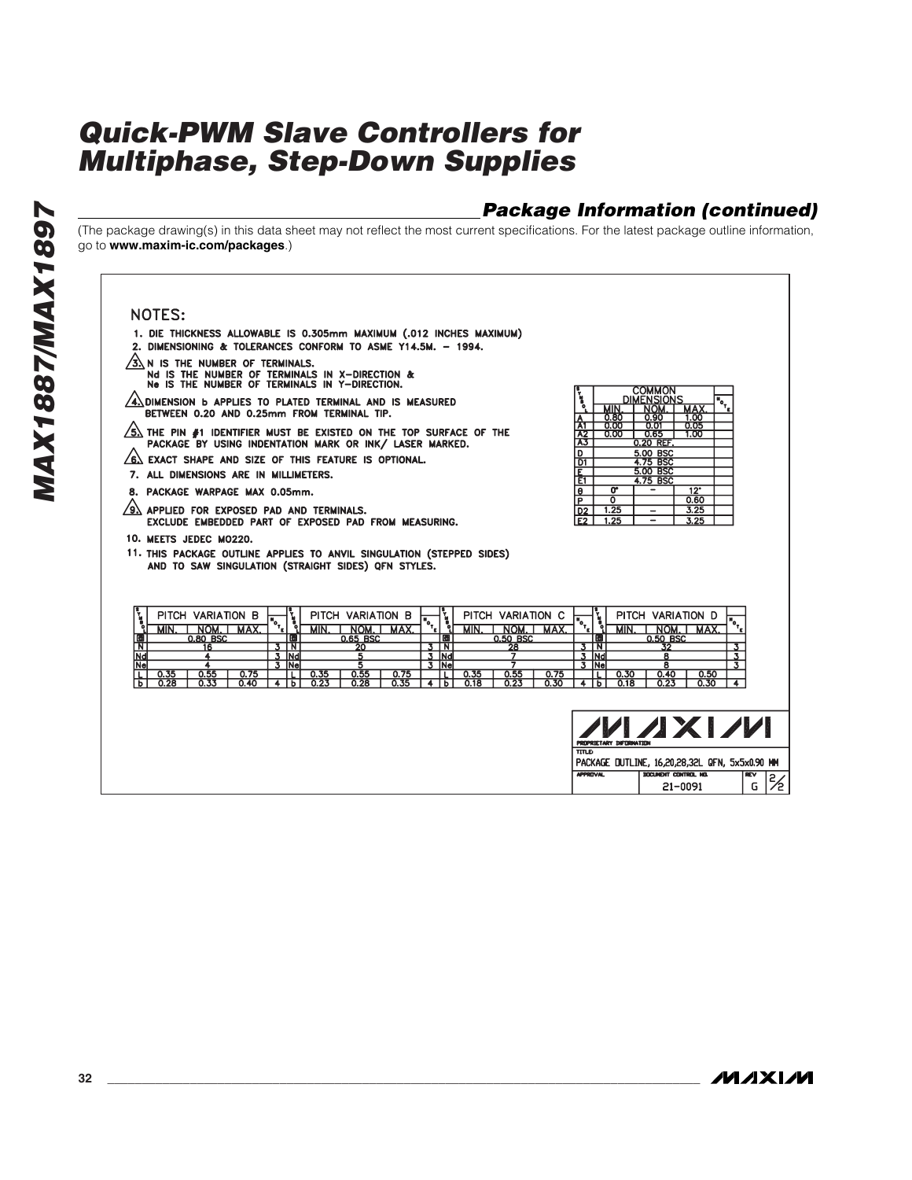## Package Information (continued)

(The package drawing(s) in this data sheet may not reflect the most current specifications. For the latest package outline information, go to **www.maxim-ic.com/packages**.)

NOTES:

1. DIE THICKNESS ALLOWABLE IS 0.305mm MAXIMUM (.012 INCHES MAXIMUM)
2. DIMENSIONING & TOLERANCES CONFORM TO ASME Y14.5M. – 1994.
3. N IS THE NUMBER OF TERMINALS. Nd IS THE NUMBER OF TERMINALS IN X-DIRECTION & Ne IS THE NUMBER OF TERMINALS IN Y-DIRECTION.
4. DIMENSION b APPLIES TO PLATED TERMINAL AND IS MEASURED BETWEEN 0.20 AND 0.25mm FROM TERMINAL TIP.
5. THE PIN #1 IDENTIFIER MUST BE EXISTED ON THE TOP SURFACE OF THE PACKAGE BY USING INDENTATION MARK OR INK/ LASER MARKED.
6. EXACT SHAPE AND SIZE OF THIS FEATURE IS OPTIONAL.
7. ALL DIMENSIONS ARE IN MILLIMETERS.
8. PACKAGE WARPAGE MAX 0.05mm.
9. APPLIED FOR EXPOSED PAD AND TERMINALS. EXCLUDE EMBEDDED PART OF EXPOSED PAD FROM MEASURING.
10. MEETS JEDEC MO220.
11. THIS PACKAGE OUTLINE APPLIES TO ANVIL SINGULATION (STEPPED SIDES) AND TO SAW SINGULATION (STRAIGHT SIDES) QFN STYLES.

| SYMBOL | COMMON DIMENSIONS | | | NOTE |
|---|---|---|---|---|
| | MIN. | NOM. | MAX. | |
| A | 0.80 | 0.90 | 1.00 | |
| A1 | 0.00 | 0.01 | 0.05 | |
| A2 | 0.00 | 0.65 | 1.00 | |
| A3 | 0.20 REF. | | | |
| D | 5.00 BSC | | | |
| D1 | 4.75 BSC | | | |
| E | 5.00 BSC | | | |
| E1 | 4.75 BSC | | | |
| θ | 0° | – | 12° | |
| P | 0 | | 0.60 | |
| D2 | 1.25 | – | 3.25 | |
| E2 | 1.25 | – | 3.25 | |

| SYMBOL | PITCH VARIATION B | | | NOTE |
|---|---|---|---|---|
| | MIN. | NOM. | MAX. | |
| e | 0.80 BSC | | | |
| N | 16 | | | 3 |
| Nd | 4 | | | 3 |
| Ne | 4 | | | 3 |
| L | 0.35 | 0.55 | 0.75 | |
| b | 0.28 | 0.33 | 0.40 | 4 |

| SYMBOL | PITCH VARIATION B | | | NOTE |
|---|---|---|---|---|
| | MIN. | NOM. | MAX. | |
| e | 0.65 BSC | | | |
| N | 20 | | | 3 |
| Nd | 5 | | | 3 |
| Ne | 5 | | | 3 |
| L | 0.35 | 0.55 | 0.75 | |
| b | 0.23 | 0.28 | 0.35 | 4 |

| SYMBOL | PITCH VARIATION C | | | NOTE |
|---|---|---|---|---|
| | MIN. | NOM. | MAX. | |
| e | 0.50 BSC | | | |
| N | 28 | | | 3 |
| Nd | 7 | | | 3 |
| Ne | 7 | | | 3 |
| L | 0.35 | 0.55 | 0.75 | |
| b | 0.18 | 0.23 | 0.30 | 4 |

| SYMBOL | PITCH VARIATION D | | | NOTE |
|---|---|---|---|---|
| | MIN. | NOM. | MAX. | |
| e | 0.50 BSC | | | |
| N | 32 | | | 3 |
| Nd | 8 | | | 3 |
| Ne | 8 | | | 3 |
| L | 0.30 | 0.40 | 0.50 | |
| b | 0.18 | 0.23 | 0.30 | 4 |

MAXIM

PROPRIETARY INFORMATION

TITLE: PACKAGE OUTLINE, 16,20,28,32L QFN, 5x5x0.90 MM

APPROVAL | DOCUMENT CONTROL NO. 21-0091 | REV G | 2/2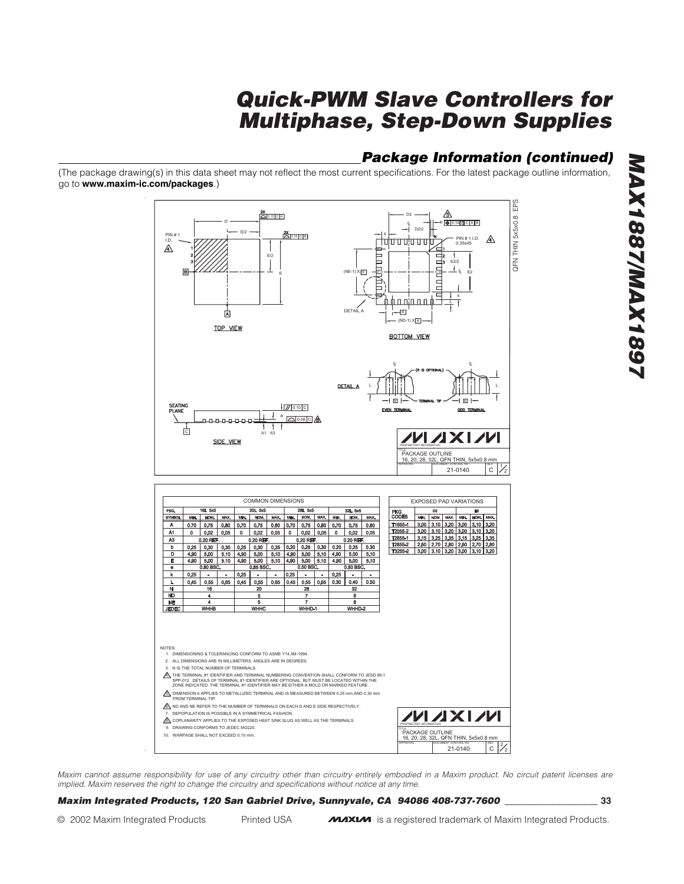## Package Information (continued)

(The package drawing(s) in this data sheet may not reflect the most current specifications. For the latest package outline information, go to **www.maxim-ic.com/packages**.)

TOP VIEW

SIDE VIEW

BOTTOM VIEW

DETAIL A

EVEN TERMINAL

ODD TERMINAL

PACKAGE OUTLINE
16, 20, 28, 32L, QFN THIN, 5x5x0.8 mm

21-0140 C 1/2

COMMON DIMENSIONS

| PKG. | 16L 5x5 | | | 20L 5x5 | | | 28L 5x5 | | | 32L 5x5 | | |
|---|---|---|---|---|---|---|---|---|---|---|---|---|
| SYMBOL | MIN. | NOM. | MAX. | MIN. | NOM. | MAX. | MIN. | NOM. | MAX. | MIN. | NOM. | MAX. |
| A | 0.70 | 0.75 | 0.80 | 0.70 | 0.75 | 0.80 | 0.70 | 0.75 | 0.80 | 0.70 | 0.75 | 0.80 |
| A1 | 0 | 0.02 | 0.05 | 0 | 0.02 | 0.05 | 0 | 0.02 | 0.05 | 0 | 0.02 | 0.05 |
| A3 | 0.20 REF. | | | 0.20 REF. | | | 0.20 REF. | | | 0.20 REF. | | |
| b | 0.25 | 0.30 | 0.35 | 0.25 | 0.30 | 0.35 | 0.20 | 0.25 | 0.30 | 0.20 | 0.25 | 0.30 |
| D | 4.90 | 5.00 | 5.10 | 4.90 | 5.00 | 5.10 | 4.90 | 5.00 | 5.10 | 4.90 | 5.00 | 5.10 |
| E | 4.90 | 5.00 | 5.10 | 4.90 | 5.00 | 5.10 | 4.90 | 5.00 | 5.10 | 4.90 | 5.00 | 5.10 |
| e | 0.80 BSC. | | | 0.65 BSC. | | | 0.50 BSC. | | | 0.50 BSC. | | |
| k | 0.25 | - | - | 0.25 | - | - | 0.25 | - | - | 0.25 | - | - |
| L | 0.45 | 0.55 | 0.65 | 0.45 | 0.55 | 0.65 | 0.45 | 0.55 | 0.65 | 0.30 | 0.40 | 0.50 |
| N | 16 | | | 20 | | | 28 | | | 32 | | |
| ND | 4 | | | 5 | | | 7 | | | 8 | | |
| NE | 4 | | | 5 | | | 7 | | | 8 | | |
| JEDEC | WHHB | | | WHHC | | | WHHD-1 | | | WHHD-2 | | |

EXPOSED PAD VARIATIONS

| PKG CODES | D2 | | | E2 | | |
|---|---|---|---|---|---|---|
| | MIN. | NOM. | MAX. | MIN. | NOM. | MAX. |
| T1655-1 | 3.00 | 3.10 | 3.20 | 3.00 | 3.10 | 3.20 |
| T2055-2 | 3.00 | 3.10 | 3.20 | 3.00 | 3.10 | 3.20 |
| T2855-1 | 3.15 | 3.25 | 3.35 | 3.15 | 3.25 | 3.35 |
| T2855-2 | 2.60 | 2.70 | 2.80 | 2.60 | 2.70 | 2.80 |
| T3255-2 | 3.00 | 3.10 | 3.20 | 3.00 | 3.10 | 3.20 |

NOTES:

1. DIMENSIONING & TOLERANCING CONFORM TO ASME Y14.5M-1994.
2. ALL DIMENSIONS ARE IN MILLIMETERS. ANGLES ARE IN DEGREES.
3. N IS THE TOTAL NUMBER OF TERMINALS.
4. THE TERMINAL #1 IDENTIFIER AND TERMINAL NUMBERING CONVENTION SHALL CONFORM TO JESD 95-1 SPP-012. DETAILS OF TERMINAL #1 IDENTIFIER ARE OPTIONAL, BUT MUST BE LOCATED WITHIN THE ZONE INDICATED. THE TERMINAL #1 IDENTIFIER MAY BE EITHER A MOLD OR MARKED FEATURE.
5. DIMENSION b APPLIES TO METALLIZED TERMINAL AND IS MEASURED BETWEEN 0.25 mm AND 0.30 mm FROM TERMINAL TIP.
6. ND AND NE REFER TO THE NUMBER OF TERMINALS ON EACH D AND E SIDE RESPECTIVELY.
7. DEPOPULATION IS POSSIBLE IN A SYMMETRICAL FASHION.
8. COPLANARITY APPLIES TO THE EXPOSED HEAT SINK SLUG AS WELL AS THE TERMINALS.
9. DRAWING CONFORMS TO JEDEC MO220.
10. WARPAGE SHALL NOT EXCEED 0.10 mm.

PACKAGE OUTLINE
16, 20, 28, 32L, QFN THIN, 5x5x0.8 mm

21-0140 C 2/2

*Maxim cannot assume responsibility for use of any circuitry other than circuitry entirely embodied in a Maxim product. No circuit patent licenses are implied. Maxim reserves the right to change the circuitry and specifications without notice at any time.*

***Maxim Integrated Products, 120 San Gabriel Drive, Sunnyvale, CA 94086 408-737-7600***

© 2002 Maxim Integrated Products Printed USA MAXIM is a registered trademark of Maxim Integrated Products.